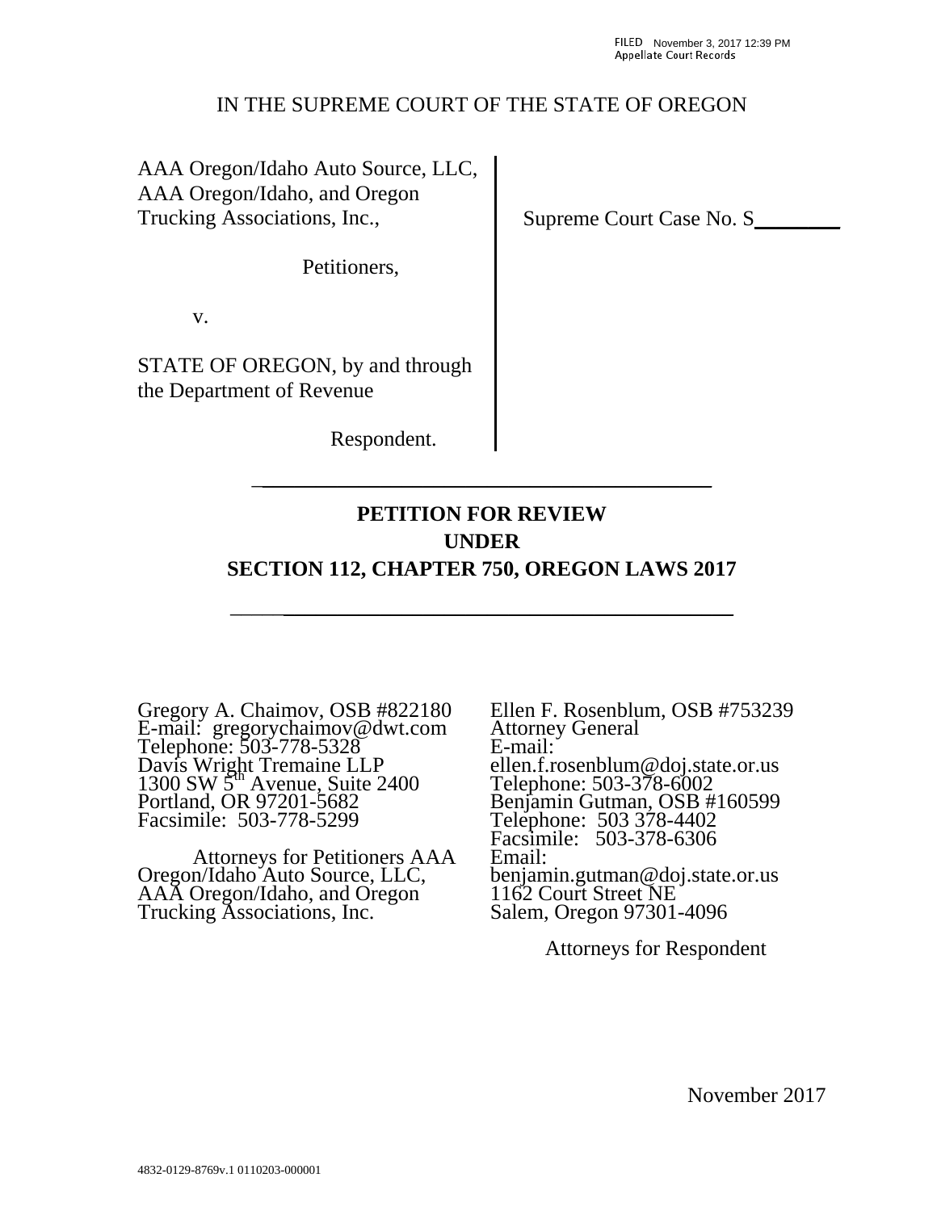FILED November 3, 2017 12:39 PM
Appellate Court Records

IN THE SUPREME COURT OF THE STATE OF OREGON

| | |
|---|---|
| AAA Oregon/Idaho Auto Source, LLC, AAA Oregon/Idaho, and Oregon Trucking Associations, Inc.,<br><br>Petitioners,<br><br>v.<br><br>STATE OF OREGON, by and through the Department of Revenue<br><br>Respondent. | Supreme Court Case No. S________ |

---

**PETITION FOR REVIEW**
**UNDER**
**SECTION 112, CHAPTER 750, OREGON LAWS 2017**

---

Gregory A. Chaimov, OSB #822180
E-mail: gregorychaimov@dwt.com
Telephone: 503-778-5328
Davis Wright Tremaine LLP
1300 SW 5th Avenue, Suite 2400
Portland, OR 97201-5682
Facsimile: 503-778-5299

Attorneys for Petitioners AAA Oregon/Idaho Auto Source, LLC, AAA Oregon/Idaho, and Oregon Trucking Associations, Inc.

Ellen F. Rosenblum, OSB #753239
Attorney General
E-mail:
ellen.f.rosenblum@doj.state.or.us
Telephone: 503-378-6002
Benjamin Gutman, OSB #160599
Telephone: 503 378-4402
Facsimile: 503-378-6306
Email:
benjamin.gutman@doj.state.or.us
1162 Court Street NE
Salem, Oregon 97301-4096

Attorneys for Respondent

November 2017

4832-0129-8769v.1 0110203-000001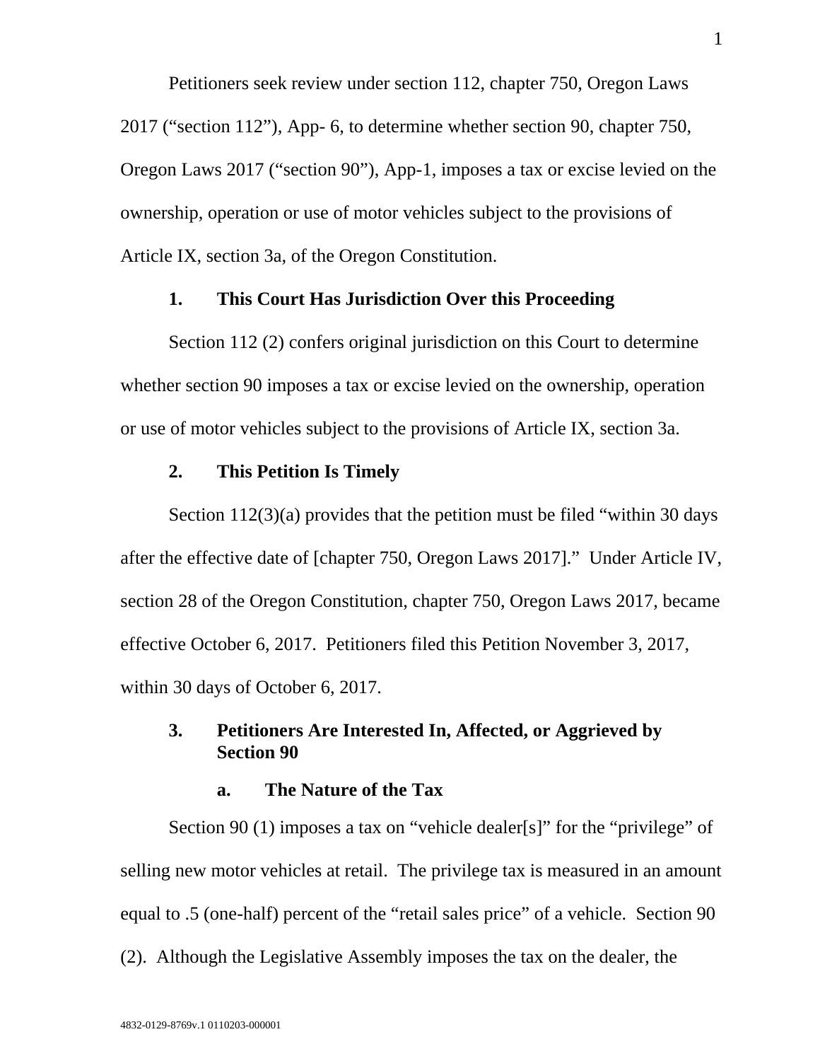Petitioners seek review under section 112, chapter 750, Oregon Laws 2017 ("section 112"), App- 6, to determine whether section 90, chapter 750, Oregon Laws 2017 ("section 90"), App-1, imposes a tax or excise levied on the ownership, operation or use of motor vehicles subject to the provisions of Article IX, section 3a, of the Oregon Constitution.

### 1. This Court Has Jurisdiction Over this Proceeding

Section 112 (2) confers original jurisdiction on this Court to determine whether section 90 imposes a tax or excise levied on the ownership, operation or use of motor vehicles subject to the provisions of Article IX, section 3a.

### 2. This Petition Is Timely

Section 112(3)(a) provides that the petition must be filed "within 30 days after the effective date of [chapter 750, Oregon Laws 2017]." Under Article IV, section 28 of the Oregon Constitution, chapter 750, Oregon Laws 2017, became effective October 6, 2017. Petitioners filed this Petition November 3, 2017, within 30 days of October 6, 2017.

### 3. Petitioners Are Interested In, Affected, or Aggrieved by Section 90

#### a. The Nature of the Tax

Section 90 (1) imposes a tax on "vehicle dealer[s]" for the "privilege" of selling new motor vehicles at retail. The privilege tax is measured in an amount equal to .5 (one-half) percent of the "retail sales price" of a vehicle. Section 90 (2). Although the Legislative Assembly imposes the tax on the dealer, the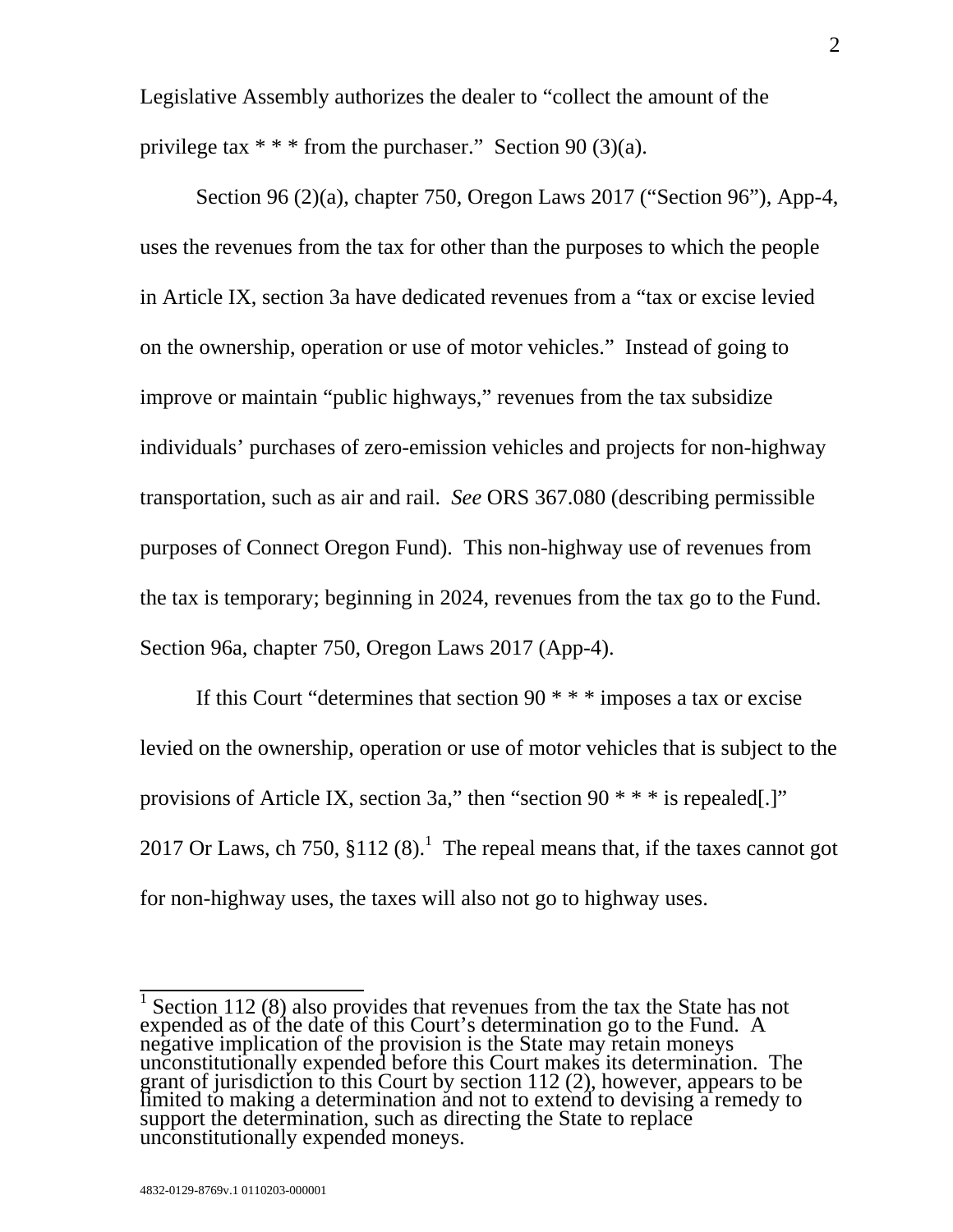Legislative Assembly authorizes the dealer to "collect the amount of the privilege tax * * * from the purchaser." Section 90 (3)(a).

Section 96 (2)(a), chapter 750, Oregon Laws 2017 ("Section 96"), App-4, uses the revenues from the tax for other than the purposes to which the people in Article IX, section 3a have dedicated revenues from a "tax or excise levied on the ownership, operation or use of motor vehicles." Instead of going to improve or maintain "public highways," revenues from the tax subsidize individuals' purchases of zero-emission vehicles and projects for non-highway transportation, such as air and rail. *See* ORS 367.080 (describing permissible purposes of Connect Oregon Fund). This non-highway use of revenues from the tax is temporary; beginning in 2024, revenues from the tax go to the Fund. Section 96a, chapter 750, Oregon Laws 2017 (App-4).

If this Court "determines that section 90 * * * imposes a tax or excise levied on the ownership, operation or use of motor vehicles that is subject to the provisions of Article IX, section 3a," then "section 90 * * * is repealed[.]" 2017 Or Laws, ch 750, §112 (8).[1] The repeal means that, if the taxes cannot got for non-highway uses, the taxes will also not go to highway uses.

---

[1] Section 112 (8) also provides that revenues from the tax the State has not expended as of the date of this Court's determination go to the Fund. A negative implication of the provision is the State may retain moneys unconstitutionally expended before this Court makes its determination. The grant of jurisdiction to this Court by section 112 (2), however, appears to be limited to making a determination and not to extend to devising a remedy to support the determination, such as directing the State to replace unconstitutionally expended moneys.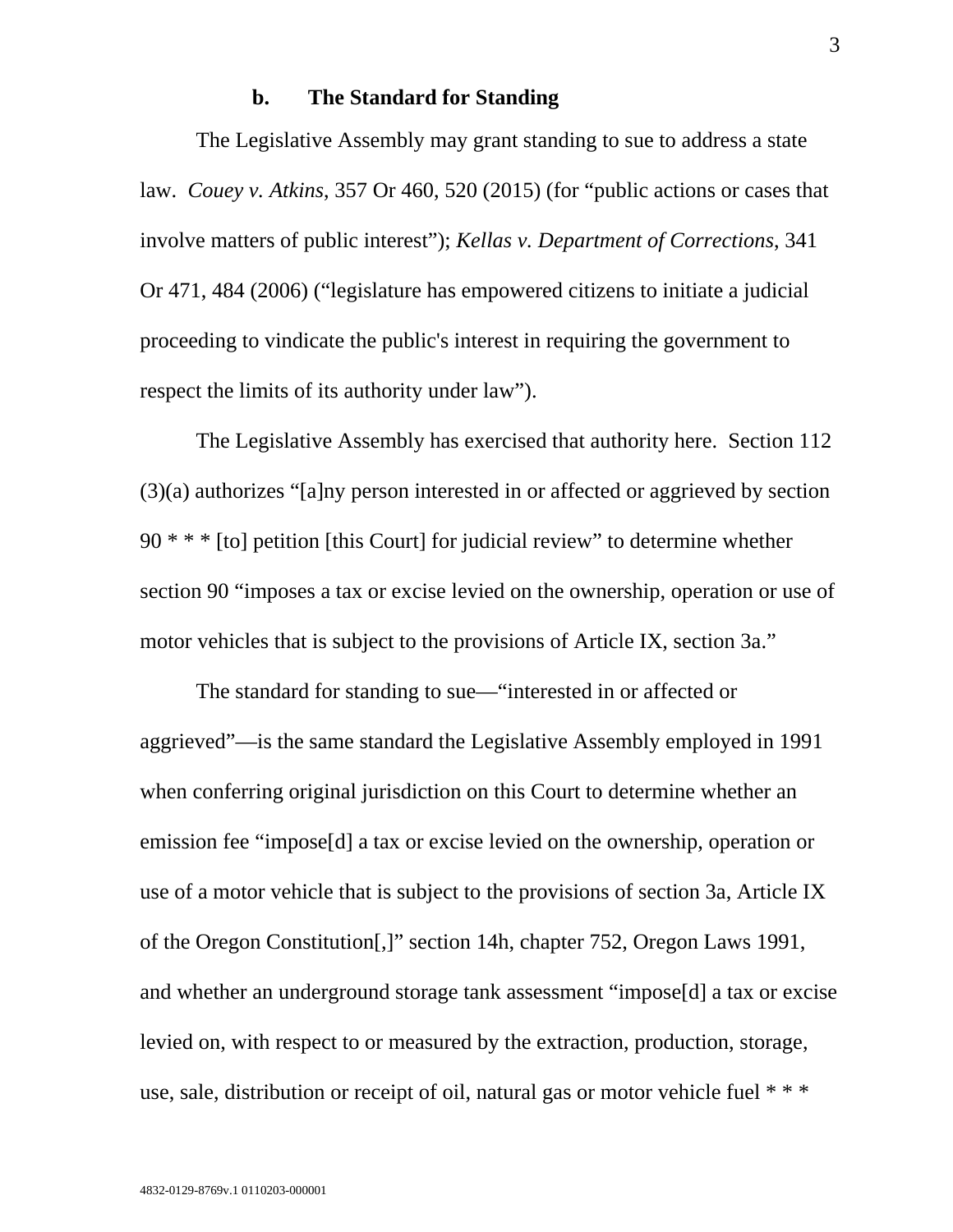### b. The Standard for Standing

The Legislative Assembly may grant standing to sue to address a state law. *Couey v. Atkins*, 357 Or 460, 520 (2015) (for "public actions or cases that involve matters of public interest"); *Kellas v. Department of Corrections*, 341 Or 471, 484 (2006) ("legislature has empowered citizens to initiate a judicial proceeding to vindicate the public's interest in requiring the government to respect the limits of its authority under law").

The Legislative Assembly has exercised that authority here. Section 112 (3)(a) authorizes "[a]ny person interested in or affected or aggrieved by section 90 * * * [to] petition [this Court] for judicial review" to determine whether section 90 "imposes a tax or excise levied on the ownership, operation or use of motor vehicles that is subject to the provisions of Article IX, section 3a."

The standard for standing to sue—"interested in or affected or aggrieved"—is the same standard the Legislative Assembly employed in 1991 when conferring original jurisdiction on this Court to determine whether an emission fee "impose[d] a tax or excise levied on the ownership, operation or use of a motor vehicle that is subject to the provisions of section 3a, Article IX of the Oregon Constitution[,]" section 14h, chapter 752, Oregon Laws 1991, and whether an underground storage tank assessment "impose[d] a tax or excise levied on, with respect to or measured by the extraction, production, storage, use, sale, distribution or receipt of oil, natural gas or motor vehicle fuel * * *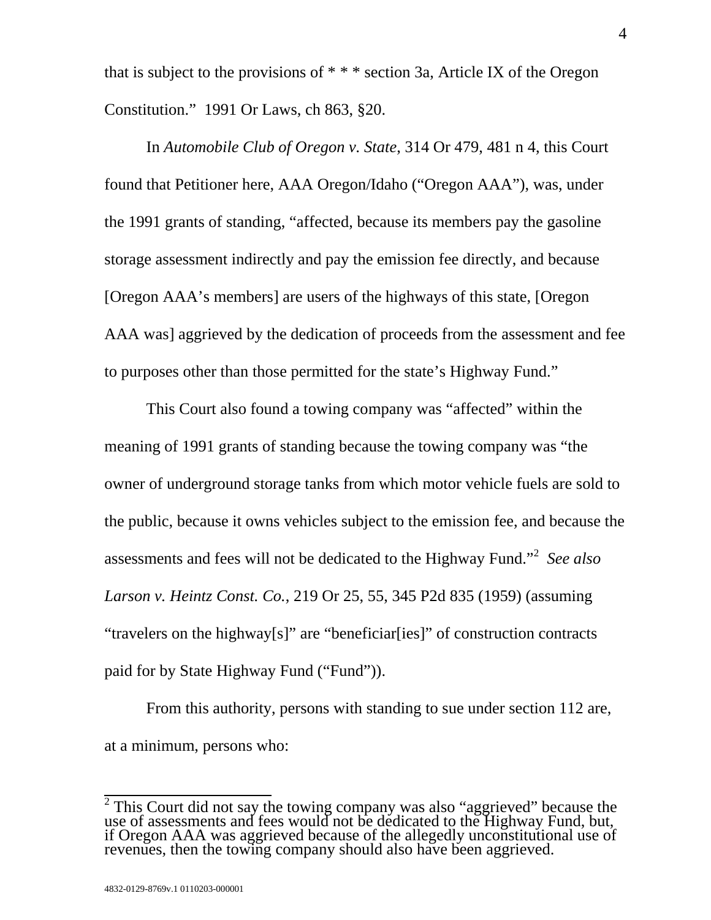that is subject to the provisions of * * * section 3a, Article IX of the Oregon Constitution." 1991 Or Laws, ch 863, §20.

In *Automobile Club of Oregon v. State*, 314 Or 479, 481 n 4, this Court found that Petitioner here, AAA Oregon/Idaho ("Oregon AAA"), was, under the 1991 grants of standing, "affected, because its members pay the gasoline storage assessment indirectly and pay the emission fee directly, and because [Oregon AAA's members] are users of the highways of this state, [Oregon AAA was] aggrieved by the dedication of proceeds from the assessment and fee to purposes other than those permitted for the state's Highway Fund."

This Court also found a towing company was "affected" within the meaning of 1991 grants of standing because the towing company was "the owner of underground storage tanks from which motor vehicle fuels are sold to the public, because it owns vehicles subject to the emission fee, and because the assessments and fees will not be dedicated to the Highway Fund."[2] *See also Larson v. Heintz Const. Co.*, 219 Or 25, 55, 345 P2d 835 (1959) (assuming "travelers on the highway[s]" are "beneficiar[ies]" of construction contracts paid for by State Highway Fund ("Fund")).

From this authority, persons with standing to sue under section 112 are, at a minimum, persons who:

---

[2] This Court did not say the towing company was also "aggrieved" because the use of assessments and fees would not be dedicated to the Highway Fund, but, if Oregon AAA was aggrieved because of the allegedly unconstitutional use of revenues, then the towing company should also have been aggrieved.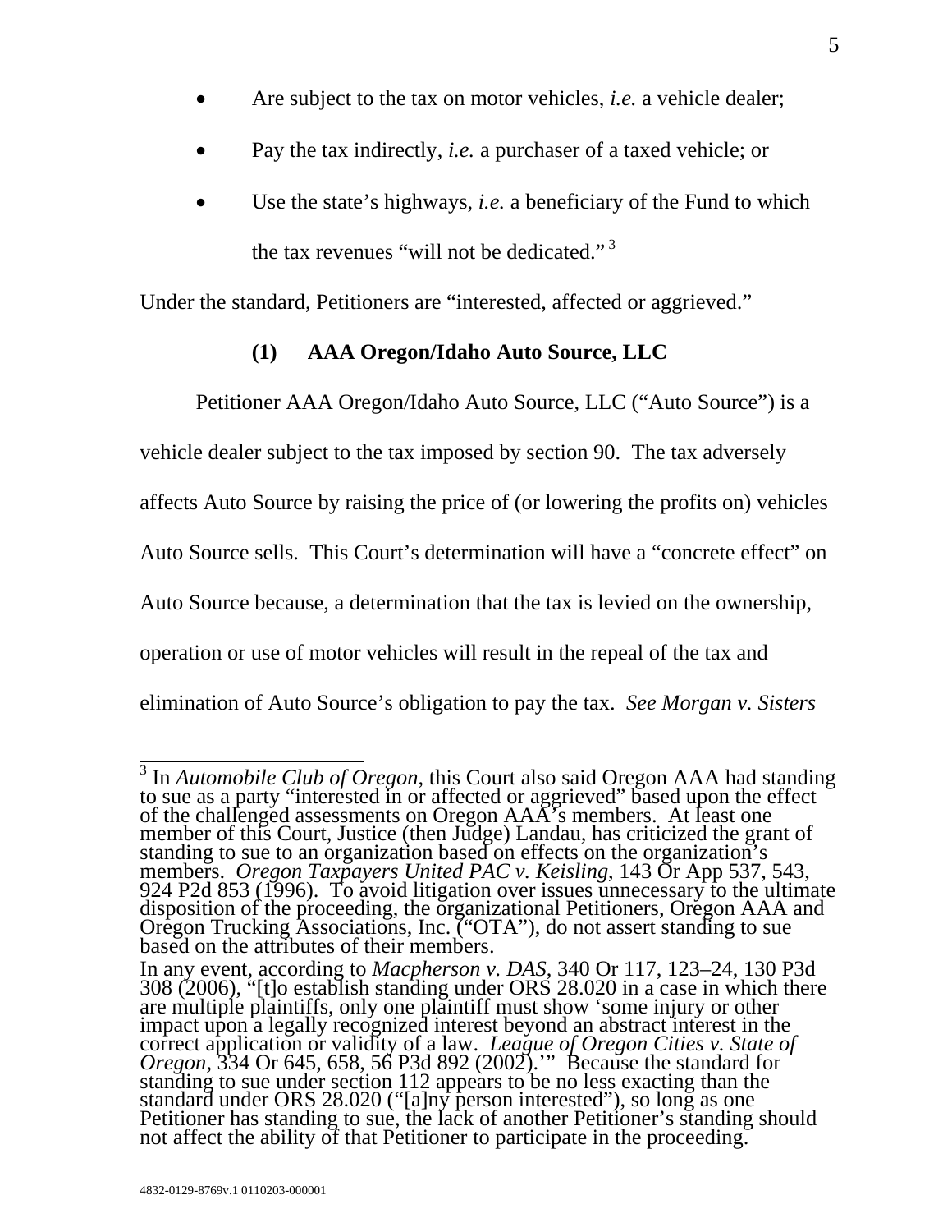- Are subject to the tax on motor vehicles, *i.e.* a vehicle dealer;
- Pay the tax indirectly, *i.e.* a purchaser of a taxed vehicle; or
- Use the state's highways, *i.e.* a beneficiary of the Fund to which the tax revenues "will not be dedicated." [3]

Under the standard, Petitioners are "interested, affected or aggrieved."

### (1) AAA Oregon/Idaho Auto Source, LLC

Petitioner AAA Oregon/Idaho Auto Source, LLC ("Auto Source") is a vehicle dealer subject to the tax imposed by section 90. The tax adversely affects Auto Source by raising the price of (or lowering the profits on) vehicles Auto Source sells. This Court's determination will have a "concrete effect" on Auto Source because, a determination that the tax is levied on the ownership, operation or use of motor vehicles will result in the repeal of the tax and elimination of Auto Source's obligation to pay the tax. *See Morgan v. Sisters*

---

[3] In *Automobile Club of Oregon*, this Court also said Oregon AAA had standing to sue as a party "interested in or affected or aggrieved" based upon the effect of the challenged assessments on Oregon AAA's members. At least one member of this Court, Justice (then Judge) Landau, has criticized the grant of standing to sue to an organization based on effects on the organization's members. *Oregon Taxpayers United PAC v. Keisling*, 143 Or App 537, 543, 924 P2d 853 (1996). To avoid litigation over issues unnecessary to the ultimate disposition of the proceeding, the organizational Petitioners, Oregon AAA and Oregon Trucking Associations, Inc. ("OTA"), do not assert standing to sue based on the attributes of their members.

In any event, according to *Macpherson v. DAS*, 340 Or 117, 123–24, 130 P3d 308 (2006), "[t]o establish standing under ORS 28.020 in a case in which there are multiple plaintiffs, only one plaintiff must show 'some injury or other impact upon a legally recognized interest beyond an abstract interest in the correct application or validity of a law. *League of Oregon Cities v. State of Oregon*, 334 Or 645, 658, 56 P3d 892 (2002).'" Because the standard for standing to sue under section 112 appears to be no less exacting than the standard under ORS 28.020 ("[a]ny person interested"), so long as one Petitioner has standing to sue, the lack of another Petitioner's standing should not affect the ability of that Petitioner to participate in the proceeding.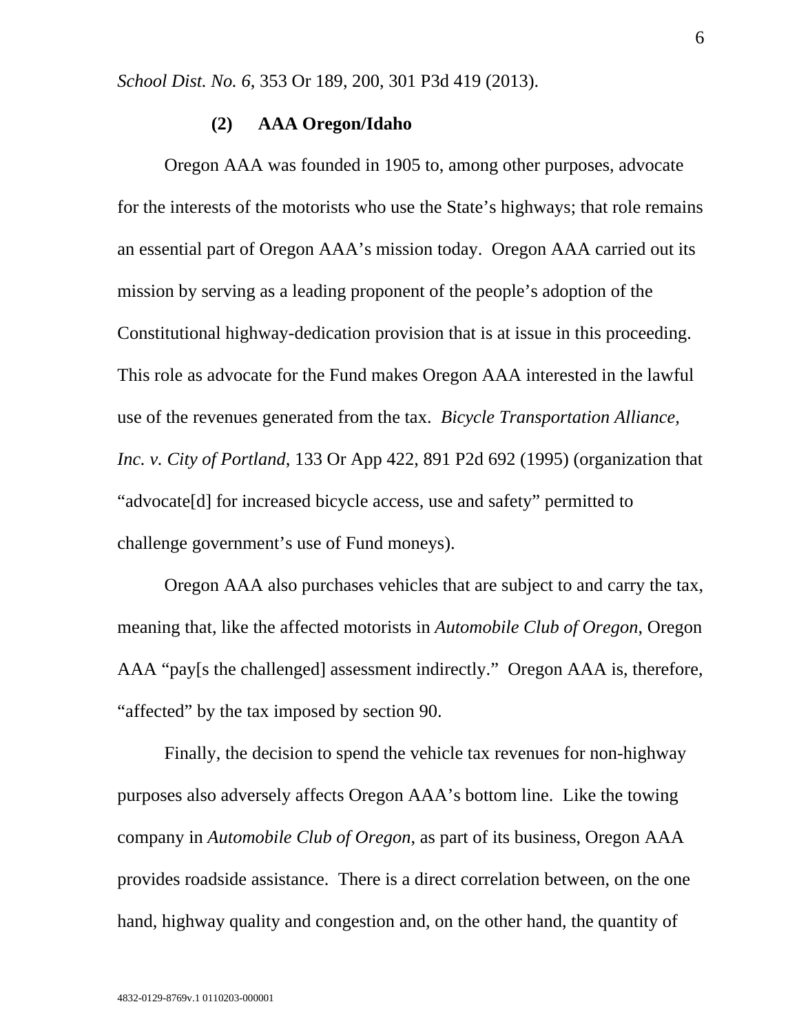*School Dist. No. 6*, 353 Or 189, 200, 301 P3d 419 (2013).

**(2) AAA Oregon/Idaho**

Oregon AAA was founded in 1905 to, among other purposes, advocate for the interests of the motorists who use the State's highways; that role remains an essential part of Oregon AAA's mission today. Oregon AAA carried out its mission by serving as a leading proponent of the people's adoption of the Constitutional highway-dedication provision that is at issue in this proceeding. This role as advocate for the Fund makes Oregon AAA interested in the lawful use of the revenues generated from the tax. *Bicycle Transportation Alliance, Inc. v. City of Portland*, 133 Or App 422, 891 P2d 692 (1995) (organization that "advocate[d] for increased bicycle access, use and safety" permitted to challenge government's use of Fund moneys).

Oregon AAA also purchases vehicles that are subject to and carry the tax, meaning that, like the affected motorists in *Automobile Club of Oregon*, Oregon AAA "pay[s the challenged] assessment indirectly." Oregon AAA is, therefore, "affected" by the tax imposed by section 90.

Finally, the decision to spend the vehicle tax revenues for non-highway purposes also adversely affects Oregon AAA's bottom line. Like the towing company in *Automobile Club of Oregon*, as part of its business, Oregon AAA provides roadside assistance. There is a direct correlation between, on the one hand, highway quality and congestion and, on the other hand, the quantity of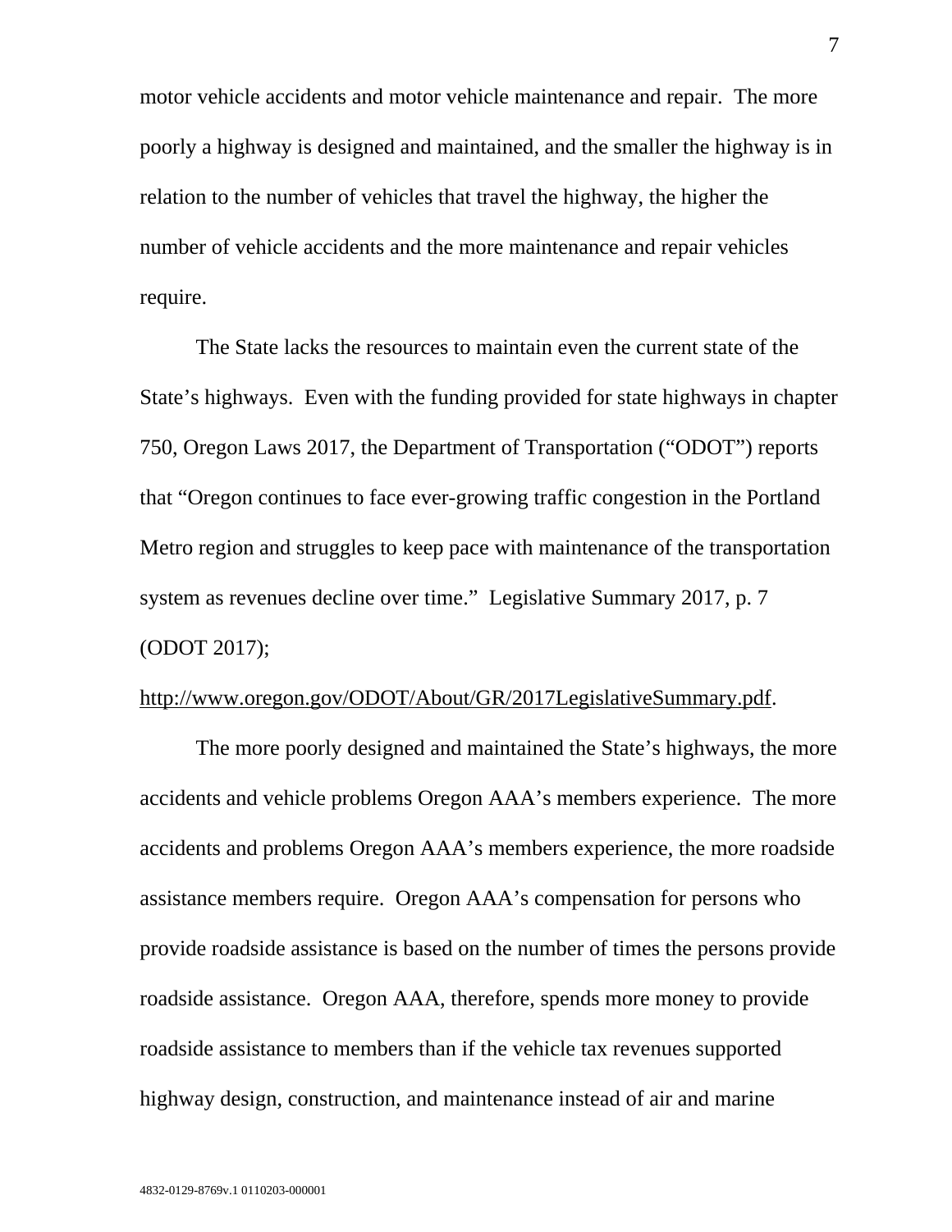motor vehicle accidents and motor vehicle maintenance and repair. The more poorly a highway is designed and maintained, and the smaller the highway is in relation to the number of vehicles that travel the highway, the higher the number of vehicle accidents and the more maintenance and repair vehicles require.

The State lacks the resources to maintain even the current state of the State's highways. Even with the funding provided for state highways in chapter 750, Oregon Laws 2017, the Department of Transportation ("ODOT") reports that "Oregon continues to face ever-growing traffic congestion in the Portland Metro region and struggles to keep pace with maintenance of the transportation system as revenues decline over time." Legislative Summary 2017, p. 7 (ODOT 2017); http://www.oregon.gov/ODOT/About/GR/2017LegislativeSummary.pdf.

The more poorly designed and maintained the State's highways, the more accidents and vehicle problems Oregon AAA's members experience. The more accidents and problems Oregon AAA's members experience, the more roadside assistance members require. Oregon AAA's compensation for persons who provide roadside assistance is based on the number of times the persons provide roadside assistance. Oregon AAA, therefore, spends more money to provide roadside assistance to members than if the vehicle tax revenues supported highway design, construction, and maintenance instead of air and marine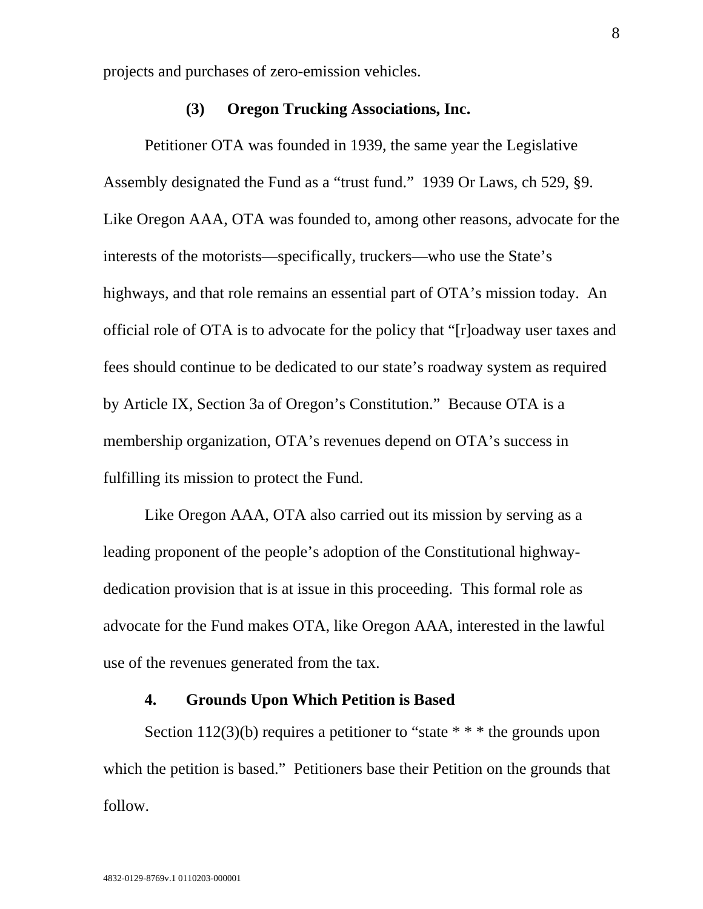projects and purchases of zero-emission vehicles.

### (3) Oregon Trucking Associations, Inc.

Petitioner OTA was founded in 1939, the same year the Legislative Assembly designated the Fund as a "trust fund." 1939 Or Laws, ch 529, §9. Like Oregon AAA, OTA was founded to, among other reasons, advocate for the interests of the motorists—specifically, truckers—who use the State's highways, and that role remains an essential part of OTA's mission today. An official role of OTA is to advocate for the policy that "[r]oadway user taxes and fees should continue to be dedicated to our state's roadway system as required by Article IX, Section 3a of Oregon's Constitution." Because OTA is a membership organization, OTA's revenues depend on OTA's success in fulfilling its mission to protect the Fund.

Like Oregon AAA, OTA also carried out its mission by serving as a leading proponent of the people's adoption of the Constitutional highway-dedication provision that is at issue in this proceeding. This formal role as advocate for the Fund makes OTA, like Oregon AAA, interested in the lawful use of the revenues generated from the tax.

## 4. Grounds Upon Which Petition is Based

Section 112(3)(b) requires a petitioner to "state * * * the grounds upon which the petition is based." Petitioners base their Petition on the grounds that follow.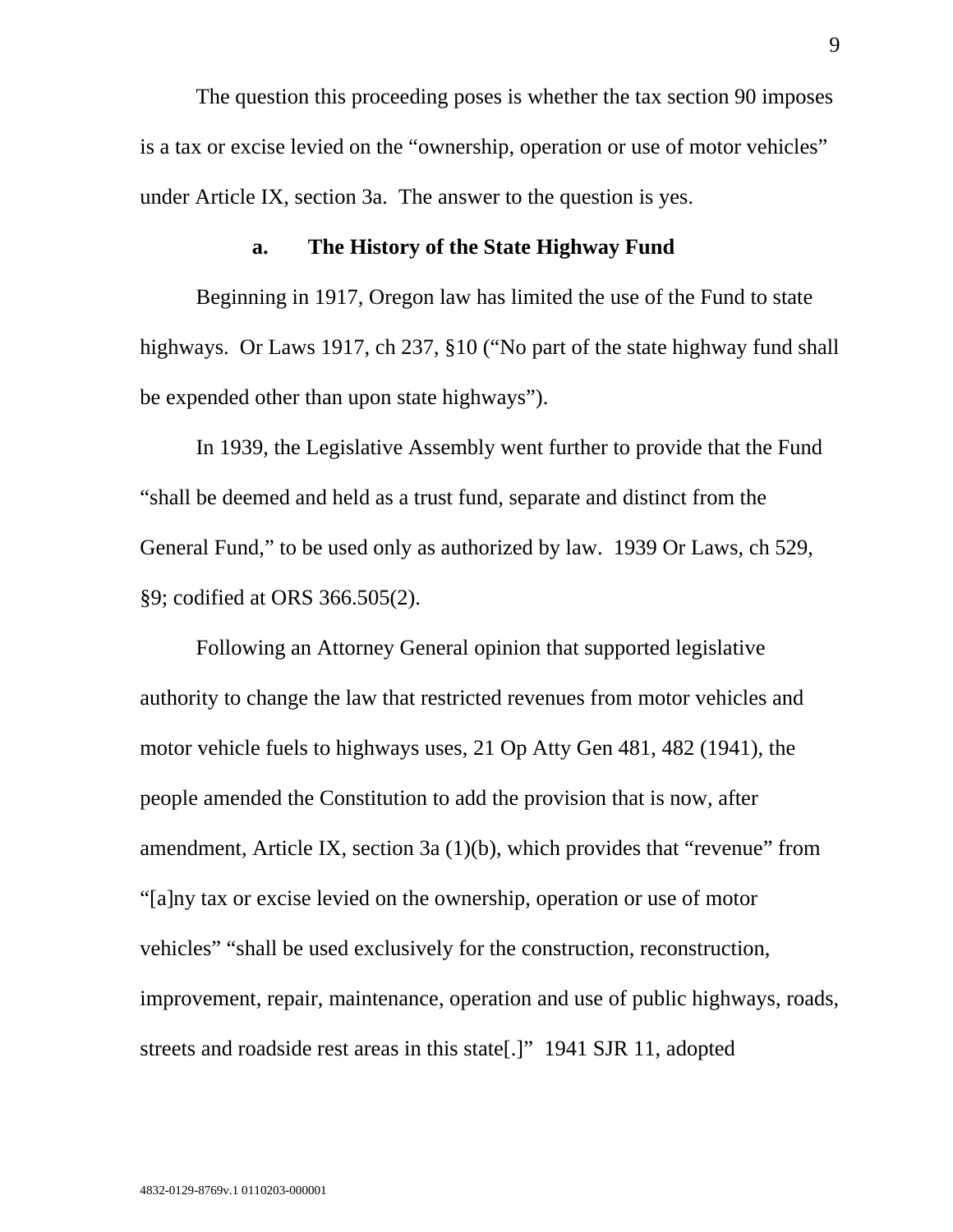The question this proceeding poses is whether the tax section 90 imposes is a tax or excise levied on the "ownership, operation or use of motor vehicles" under Article IX, section 3a. The answer to the question is yes.

### a. The History of the State Highway Fund

Beginning in 1917, Oregon law has limited the use of the Fund to state highways. Or Laws 1917, ch 237, §10 ("No part of the state highway fund shall be expended other than upon state highways").

In 1939, the Legislative Assembly went further to provide that the Fund "shall be deemed and held as a trust fund, separate and distinct from the General Fund," to be used only as authorized by law. 1939 Or Laws, ch 529, §9; codified at ORS 366.505(2).

Following an Attorney General opinion that supported legislative authority to change the law that restricted revenues from motor vehicles and motor vehicle fuels to highways uses, 21 Op Atty Gen 481, 482 (1941), the people amended the Constitution to add the provision that is now, after amendment, Article IX, section 3a (1)(b), which provides that "revenue" from "[a]ny tax or excise levied on the ownership, operation or use of motor vehicles" "shall be used exclusively for the construction, reconstruction, improvement, repair, maintenance, operation and use of public highways, roads, streets and roadside rest areas in this state[.]" 1941 SJR 11, adopted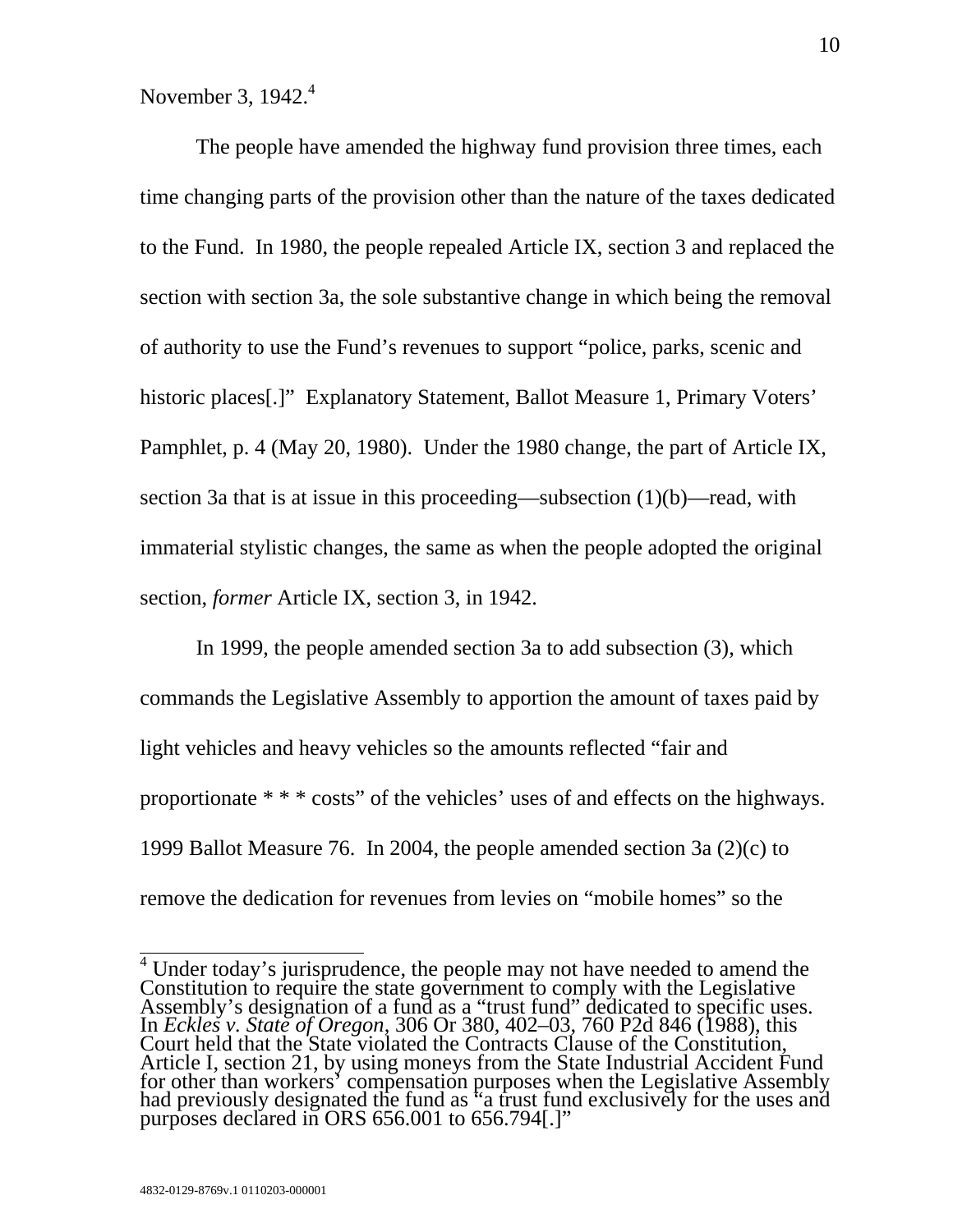November 3, 1942.[4]

The people have amended the highway fund provision three times, each time changing parts of the provision other than the nature of the taxes dedicated to the Fund. In 1980, the people repealed Article IX, section 3 and replaced the section with section 3a, the sole substantive change in which being the removal of authority to use the Fund's revenues to support "police, parks, scenic and historic places[.]" Explanatory Statement, Ballot Measure 1, Primary Voters' Pamphlet, p. 4 (May 20, 1980). Under the 1980 change, the part of Article IX, section 3a that is at issue in this proceeding—subsection (1)(b)—read, with immaterial stylistic changes, the same as when the people adopted the original section, *former* Article IX, section 3, in 1942.

In 1999, the people amended section 3a to add subsection (3), which commands the Legislative Assembly to apportion the amount of taxes paid by light vehicles and heavy vehicles so the amounts reflected "fair and proportionate * * * costs" of the vehicles' uses of and effects on the highways. 1999 Ballot Measure 76. In 2004, the people amended section 3a (2)(c) to remove the dedication for revenues from levies on "mobile homes" so the

---

[4] Under today's jurisprudence, the people may not have needed to amend the Constitution to require the state government to comply with the Legislative Assembly's designation of a fund as a "trust fund" dedicated to specific uses. In *Eckles v. State of Oregon*, 306 Or 380, 402–03, 760 P2d 846 (1988), this Court held that the State violated the Contracts Clause of the Constitution, Article I, section 21, by using moneys from the State Industrial Accident Fund for other than workers' compensation purposes when the Legislative Assembly had previously designated the fund as "a trust fund exclusively for the uses and purposes declared in ORS 656.001 to 656.794[.]"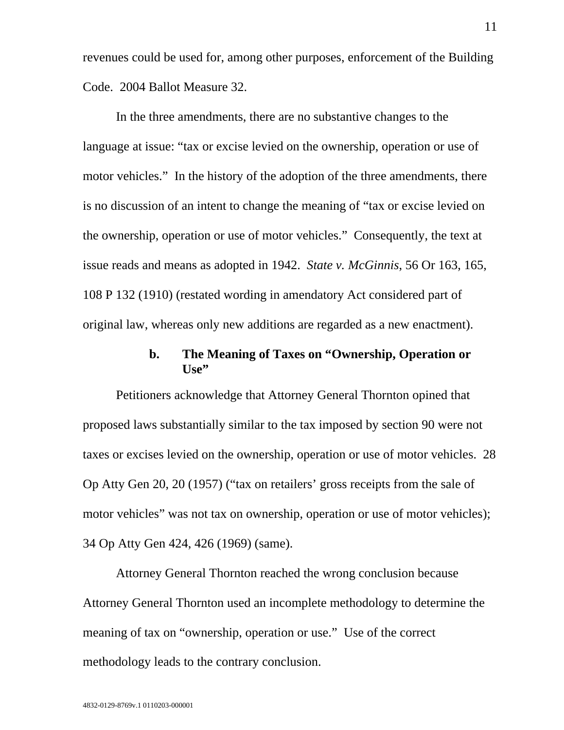revenues could be used for, among other purposes, enforcement of the Building Code. 2004 Ballot Measure 32.

In the three amendments, there are no substantive changes to the language at issue: "tax or excise levied on the ownership, operation or use of motor vehicles." In the history of the adoption of the three amendments, there is no discussion of an intent to change the meaning of "tax or excise levied on the ownership, operation or use of motor vehicles." Consequently, the text at issue reads and means as adopted in 1942. *State v. McGinnis*, 56 Or 163, 165, 108 P 132 (1910) (restated wording in amendatory Act considered part of original law, whereas only new additions are regarded as a new enactment).

### b. The Meaning of Taxes on "Ownership, Operation or Use"

Petitioners acknowledge that Attorney General Thornton opined that proposed laws substantially similar to the tax imposed by section 90 were not taxes or excises levied on the ownership, operation or use of motor vehicles. 28 Op Atty Gen 20, 20 (1957) ("tax on retailers' gross receipts from the sale of motor vehicles" was not tax on ownership, operation or use of motor vehicles); 34 Op Atty Gen 424, 426 (1969) (same).

Attorney General Thornton reached the wrong conclusion because Attorney General Thornton used an incomplete methodology to determine the meaning of tax on "ownership, operation or use." Use of the correct methodology leads to the contrary conclusion.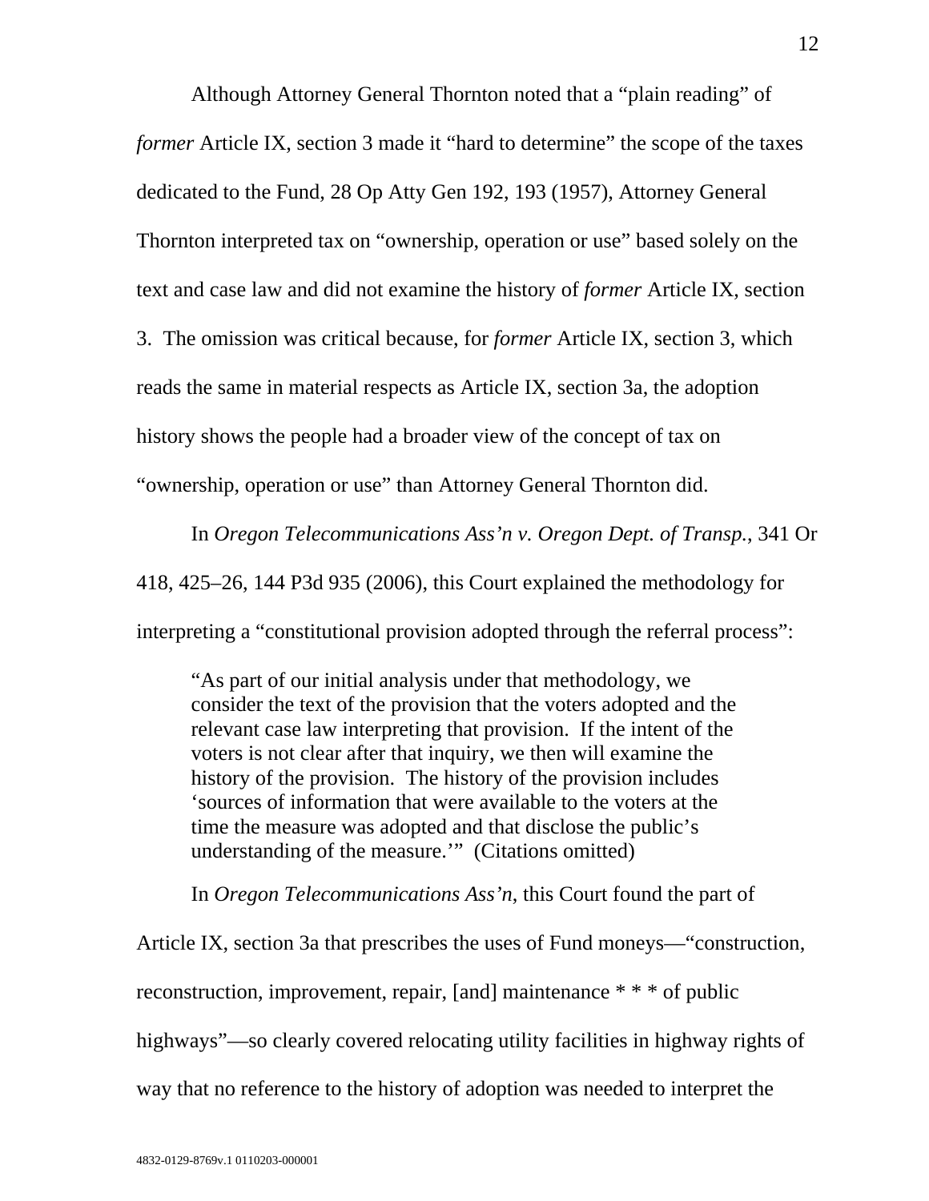Although Attorney General Thornton noted that a "plain reading" of *former* Article IX, section 3 made it "hard to determine" the scope of the taxes dedicated to the Fund, 28 Op Atty Gen 192, 193 (1957), Attorney General Thornton interpreted tax on "ownership, operation or use" based solely on the text and case law and did not examine the history of *former* Article IX, section 3. The omission was critical because, for *former* Article IX, section 3, which reads the same in material respects as Article IX, section 3a, the adoption history shows the people had a broader view of the concept of tax on "ownership, operation or use" than Attorney General Thornton did.

In *Oregon Telecommunications Ass'n v. Oregon Dept. of Transp.*, 341 Or 418, 425–26, 144 P3d 935 (2006), this Court explained the methodology for interpreting a "constitutional provision adopted through the referral process":

> "As part of our initial analysis under that methodology, we consider the text of the provision that the voters adopted and the relevant case law interpreting that provision. If the intent of the voters is not clear after that inquiry, we then will examine the history of the provision. The history of the provision includes 'sources of information that were available to the voters at the time the measure was adopted and that disclose the public's understanding of the measure.'" (Citations omitted)

In *Oregon Telecommunications Ass'n*, this Court found the part of Article IX, section 3a that prescribes the uses of Fund moneys—"construction, reconstruction, improvement, repair, [and] maintenance * * * of public highways"—so clearly covered relocating utility facilities in highway rights of way that no reference to the history of adoption was needed to interpret the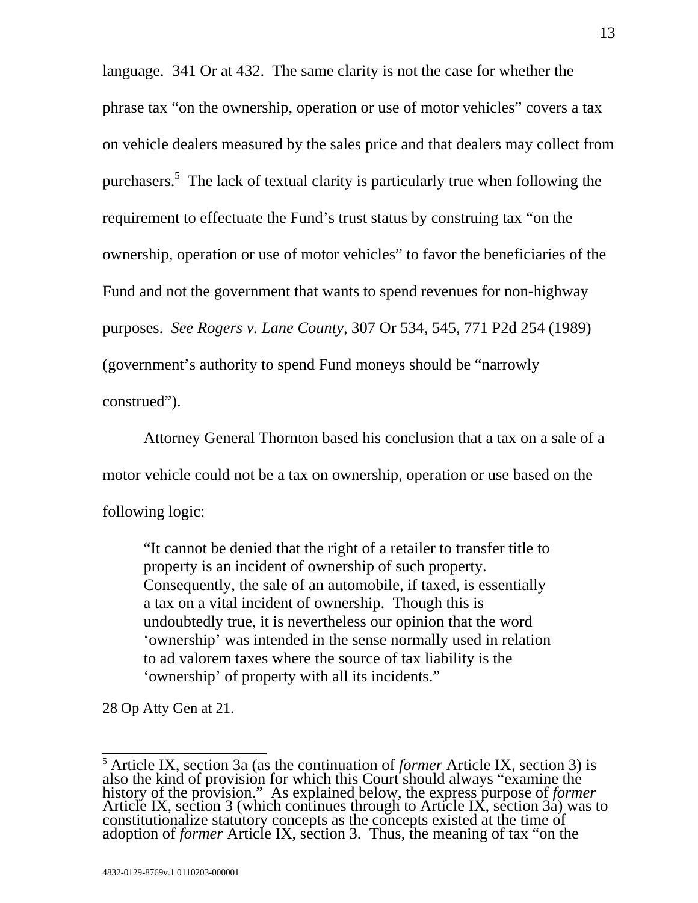language. 341 Or at 432. The same clarity is not the case for whether the phrase tax "on the ownership, operation or use of motor vehicles" covers a tax on vehicle dealers measured by the sales price and that dealers may collect from purchasers.[5] The lack of textual clarity is particularly true when following the requirement to effectuate the Fund's trust status by construing tax "on the ownership, operation or use of motor vehicles" to favor the beneficiaries of the Fund and not the government that wants to spend revenues for non-highway purposes. *See Rogers v. Lane County*, 307 Or 534, 545, 771 P2d 254 (1989) (government's authority to spend Fund moneys should be "narrowly construed").

Attorney General Thornton based his conclusion that a tax on a sale of a motor vehicle could not be a tax on ownership, operation or use based on the following logic:

> "It cannot be denied that the right of a retailer to transfer title to property is an incident of ownership of such property. Consequently, the sale of an automobile, if taxed, is essentially a tax on a vital incident of ownership. Though this is undoubtedly true, it is nevertheless our opinion that the word 'ownership' was intended in the sense normally used in relation to ad valorem taxes where the source of tax liability is the 'ownership' of property with all its incidents."

28 Op Atty Gen at 21.

---

[5] Article IX, section 3a (as the continuation of *former* Article IX, section 3) is also the kind of provision for which this Court should always "examine the history of the provision." As explained below, the express purpose of *former* Article IX, section 3 (which continues through to Article IX, section 3a) was to constitutionalize statutory concepts as the concepts existed at the time of adoption of *former* Article IX, section 3. Thus, the meaning of tax "on the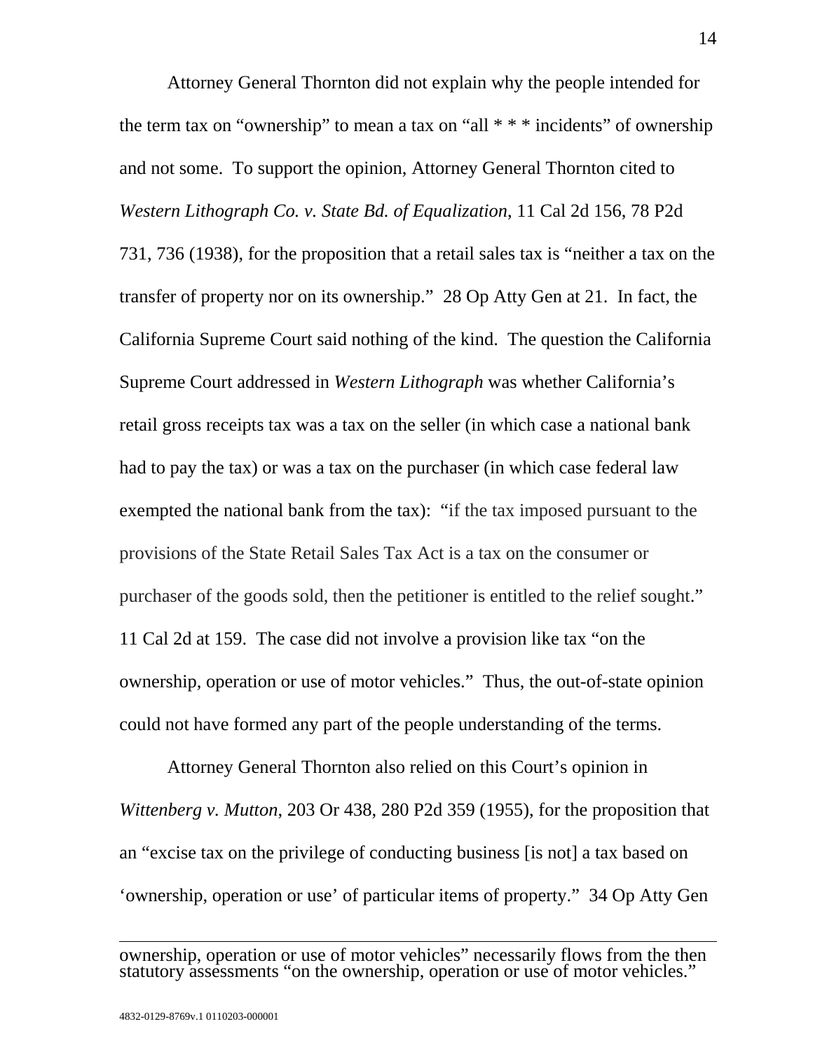Attorney General Thornton did not explain why the people intended for the term tax on "ownership" to mean a tax on "all * * * incidents" of ownership and not some. To support the opinion, Attorney General Thornton cited to *Western Lithograph Co. v. State Bd. of Equalization*, 11 Cal 2d 156, 78 P2d 731, 736 (1938), for the proposition that a retail sales tax is "neither a tax on the transfer of property nor on its ownership." 28 Op Atty Gen at 21. In fact, the California Supreme Court said nothing of the kind. The question the California Supreme Court addressed in *Western Lithograph* was whether California's retail gross receipts tax was a tax on the seller (in which case a national bank had to pay the tax) or was a tax on the purchaser (in which case federal law exempted the national bank from the tax): "if the tax imposed pursuant to the provisions of the State Retail Sales Tax Act is a tax on the consumer or purchaser of the goods sold, then the petitioner is entitled to the relief sought." 11 Cal 2d at 159. The case did not involve a provision like tax "on the ownership, operation or use of motor vehicles." Thus, the out-of-state opinion could not have formed any part of the people understanding of the terms.

Attorney General Thornton also relied on this Court's opinion in *Wittenberg v. Mutton*, 203 Or 438, 280 P2d 359 (1955), for the proposition that an "excise tax on the privilege of conducting business [is not] a tax based on 'ownership, operation or use' of particular items of property." 34 Op Atty Gen

---

ownership, operation or use of motor vehicles" necessarily flows from the then statutory assessments "on the ownership, operation or use of motor vehicles."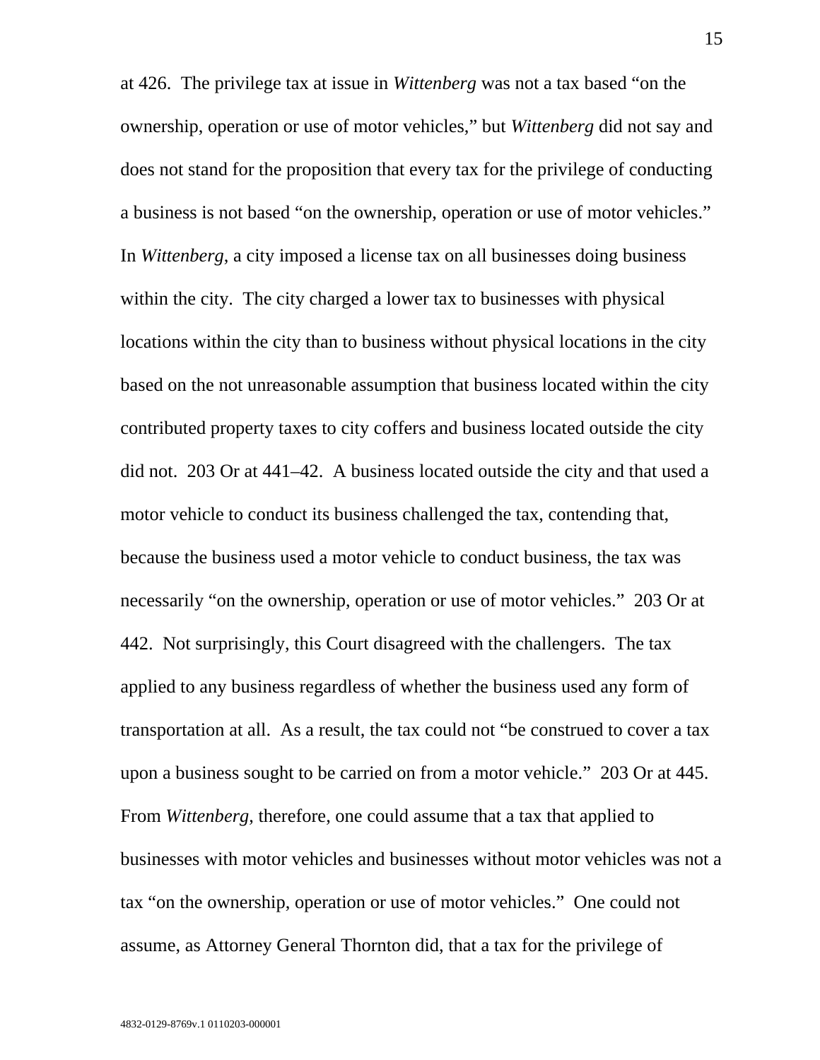at 426. The privilege tax at issue in *Wittenberg* was not a tax based "on the ownership, operation or use of motor vehicles," but *Wittenberg* did not say and does not stand for the proposition that every tax for the privilege of conducting a business is not based "on the ownership, operation or use of motor vehicles." In *Wittenberg*, a city imposed a license tax on all businesses doing business within the city. The city charged a lower tax to businesses with physical locations within the city than to business without physical locations in the city based on the not unreasonable assumption that business located within the city contributed property taxes to city coffers and business located outside the city did not. 203 Or at 441–42. A business located outside the city and that used a motor vehicle to conduct its business challenged the tax, contending that, because the business used a motor vehicle to conduct business, the tax was necessarily "on the ownership, operation or use of motor vehicles." 203 Or at 442. Not surprisingly, this Court disagreed with the challengers. The tax applied to any business regardless of whether the business used any form of transportation at all. As a result, the tax could not "be construed to cover a tax upon a business sought to be carried on from a motor vehicle." 203 Or at 445. From *Wittenberg*, therefore, one could assume that a tax that applied to businesses with motor vehicles and businesses without motor vehicles was not a tax "on the ownership, operation or use of motor vehicles." One could not assume, as Attorney General Thornton did, that a tax for the privilege of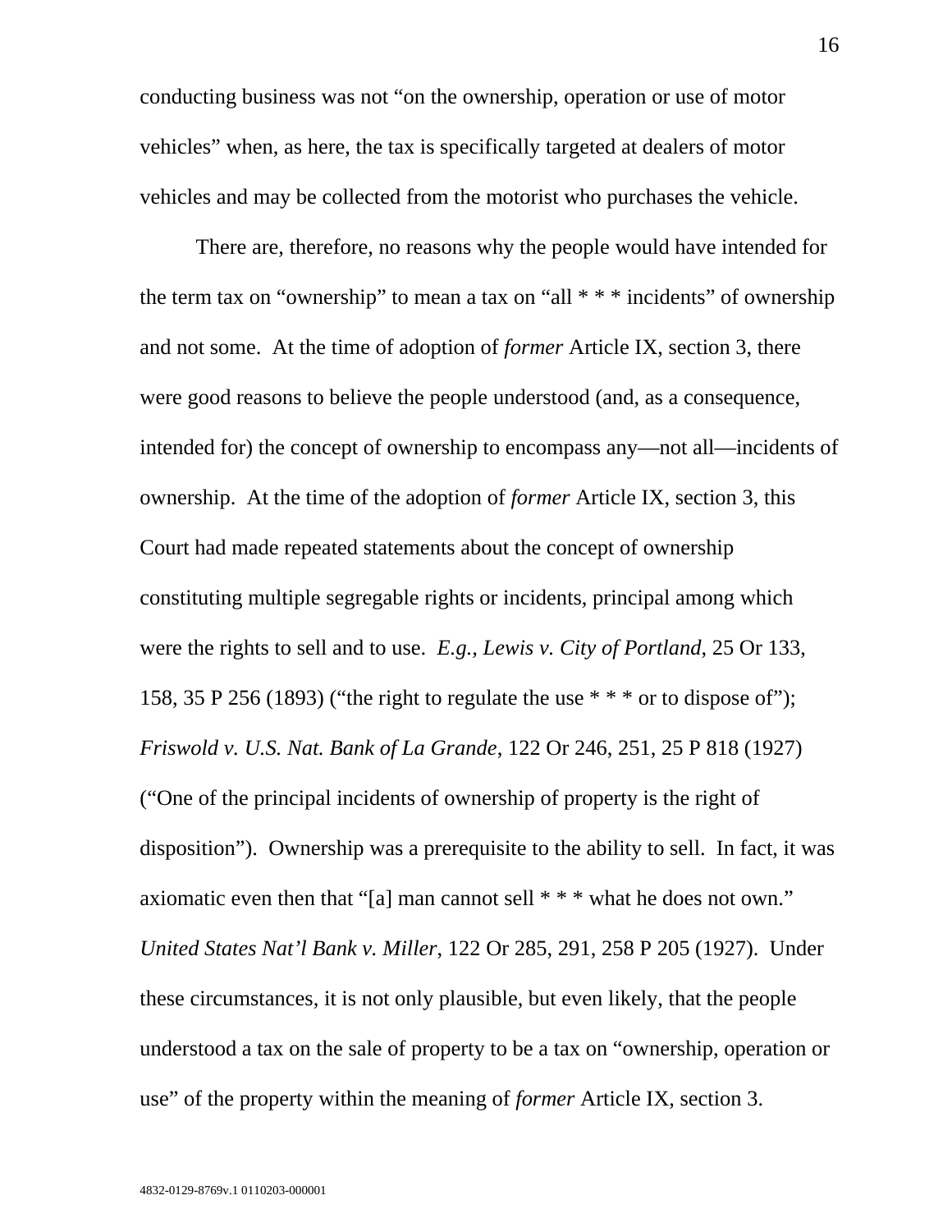conducting business was not “on the ownership, operation or use of motor vehicles” when, as here, the tax is specifically targeted at dealers of motor vehicles and may be collected from the motorist who purchases the vehicle.

There are, therefore, no reasons why the people would have intended for the term tax on “ownership” to mean a tax on “all * * * incidents” of ownership and not some. At the time of adoption of *former* Article IX, section 3, there were good reasons to believe the people understood (and, as a consequence, intended for) the concept of ownership to encompass any—not all—incidents of ownership. At the time of the adoption of *former* Article IX, section 3, this Court had made repeated statements about the concept of ownership constituting multiple segregable rights or incidents, principal among which were the rights to sell and to use. *E.g., Lewis v. City of Portland*, 25 Or 133, 158, 35 P 256 (1893) (“the right to regulate the use * * * or to dispose of”); *Friswold v. U.S. Nat. Bank of La Grande*, 122 Or 246, 251, 25 P 818 (1927) (“One of the principal incidents of ownership of property is the right of disposition”). Ownership was a prerequisite to the ability to sell. In fact, it was axiomatic even then that “[a] man cannot sell * * * what he does not own.” *United States Nat’l Bank v. Miller*, 122 Or 285, 291, 258 P 205 (1927). Under these circumstances, it is not only plausible, but even likely, that the people understood a tax on the sale of property to be a tax on “ownership, operation or use” of the property within the meaning of *former* Article IX, section 3.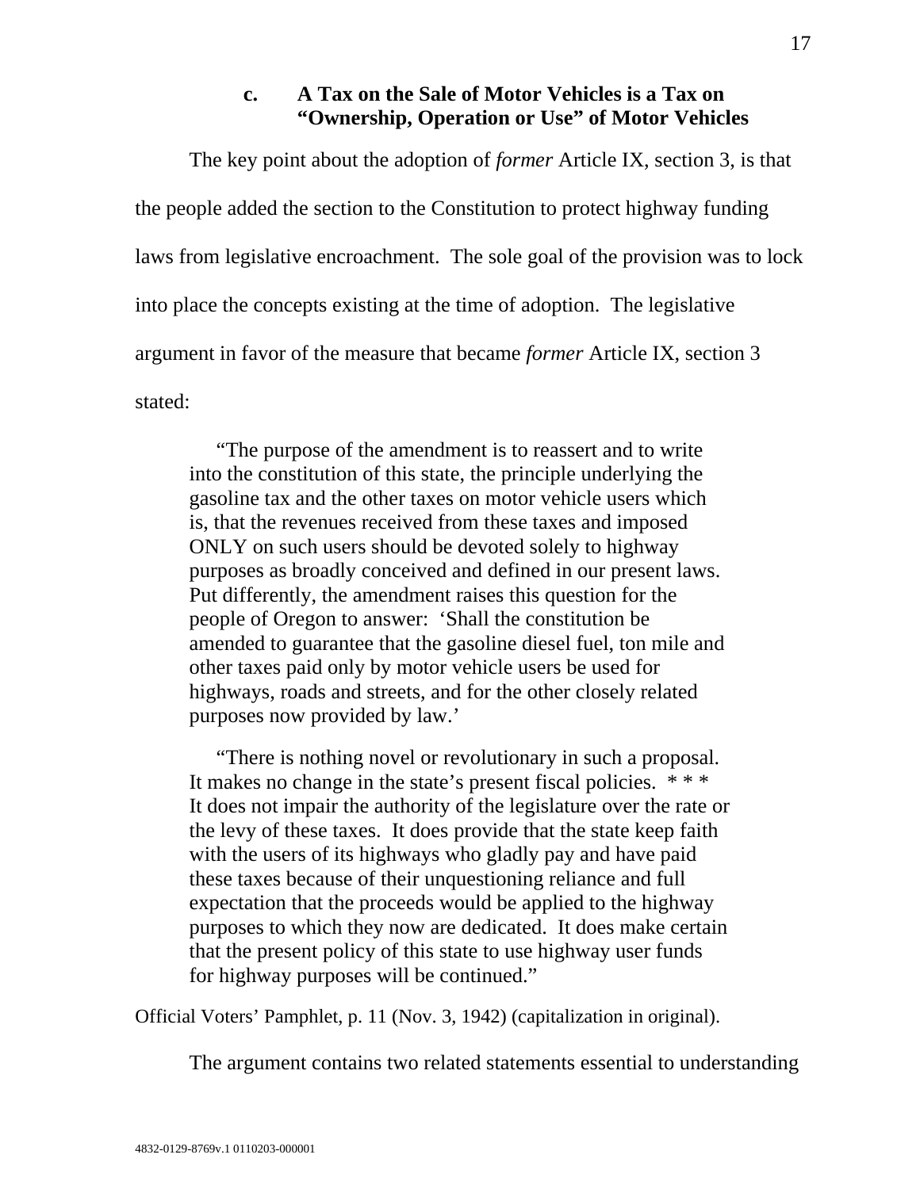### c. A Tax on the Sale of Motor Vehicles is a Tax on "Ownership, Operation or Use" of Motor Vehicles

The key point about the adoption of *former* Article IX, section 3, is that the people added the section to the Constitution to protect highway funding laws from legislative encroachment. The sole goal of the provision was to lock into place the concepts existing at the time of adoption. The legislative argument in favor of the measure that became *former* Article IX, section 3 stated:

> "The purpose of the amendment is to reassert and to write into the constitution of this state, the principle underlying the gasoline tax and the other taxes on motor vehicle users which is, that the revenues received from these taxes and imposed ONLY on such users should be devoted solely to highway purposes as broadly conceived and defined in our present laws. Put differently, the amendment raises this question for the people of Oregon to answer: 'Shall the constitution be amended to guarantee that the gasoline diesel fuel, ton mile and other taxes paid only by motor vehicle users be used for highways, roads and streets, and for the other closely related purposes now provided by law.'
>
> "There is nothing novel or revolutionary in such a proposal. It makes no change in the state's present fiscal policies. * * * It does not impair the authority of the legislature over the rate or the levy of these taxes. It does provide that the state keep faith with the users of its highways who gladly pay and have paid these taxes because of their unquestioning reliance and full expectation that the proceeds would be applied to the highway purposes to which they now are dedicated. It does make certain that the present policy of this state to use highway user funds for highway purposes will be continued."

Official Voters' Pamphlet, p. 11 (Nov. 3, 1942) (capitalization in original).

The argument contains two related statements essential to understanding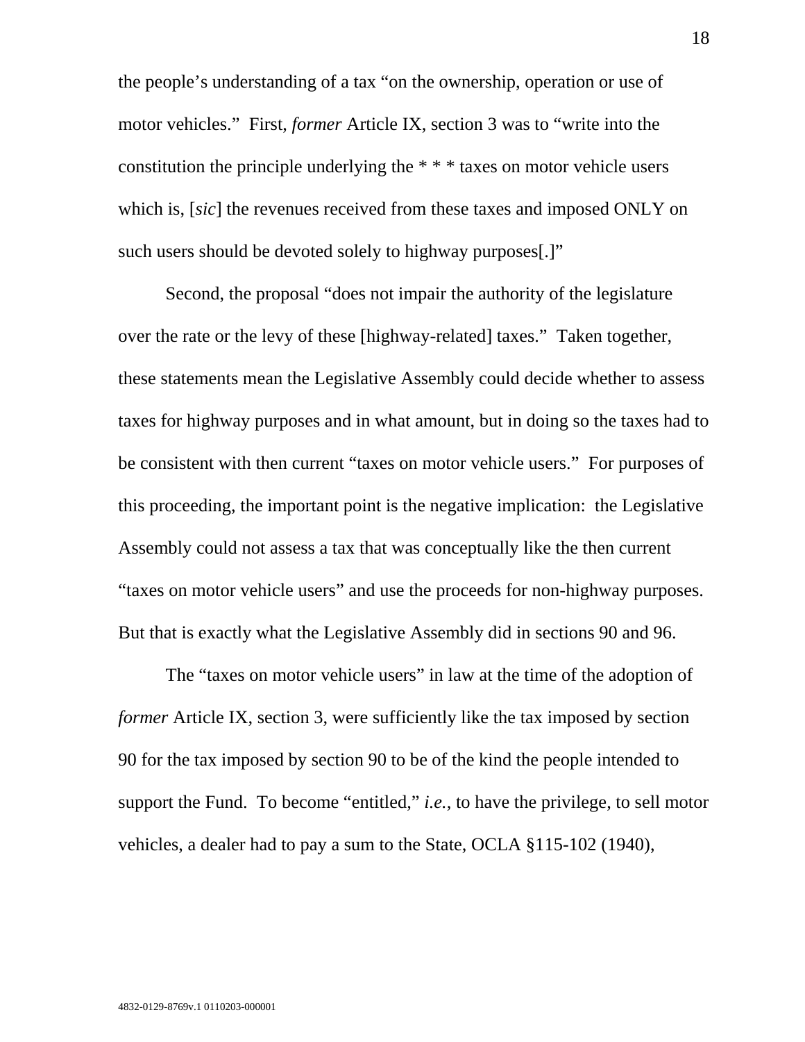the people's understanding of a tax "on the ownership, operation or use of motor vehicles." First, *former* Article IX, section 3 was to "write into the constitution the principle underlying the * * * taxes on motor vehicle users which is, [*sic*] the revenues received from these taxes and imposed ONLY on such users should be devoted solely to highway purposes[.]"

Second, the proposal "does not impair the authority of the legislature over the rate or the levy of these [highway-related] taxes." Taken together, these statements mean the Legislative Assembly could decide whether to assess taxes for highway purposes and in what amount, but in doing so the taxes had to be consistent with then current "taxes on motor vehicle users." For purposes of this proceeding, the important point is the negative implication: the Legislative Assembly could not assess a tax that was conceptually like the then current "taxes on motor vehicle users" and use the proceeds for non-highway purposes. But that is exactly what the Legislative Assembly did in sections 90 and 96.

The "taxes on motor vehicle users" in law at the time of the adoption of *former* Article IX, section 3, were sufficiently like the tax imposed by section 90 for the tax imposed by section 90 to be of the kind the people intended to support the Fund. To become "entitled," *i.e.*, to have the privilege, to sell motor vehicles, a dealer had to pay a sum to the State, OCLA §115-102 (1940),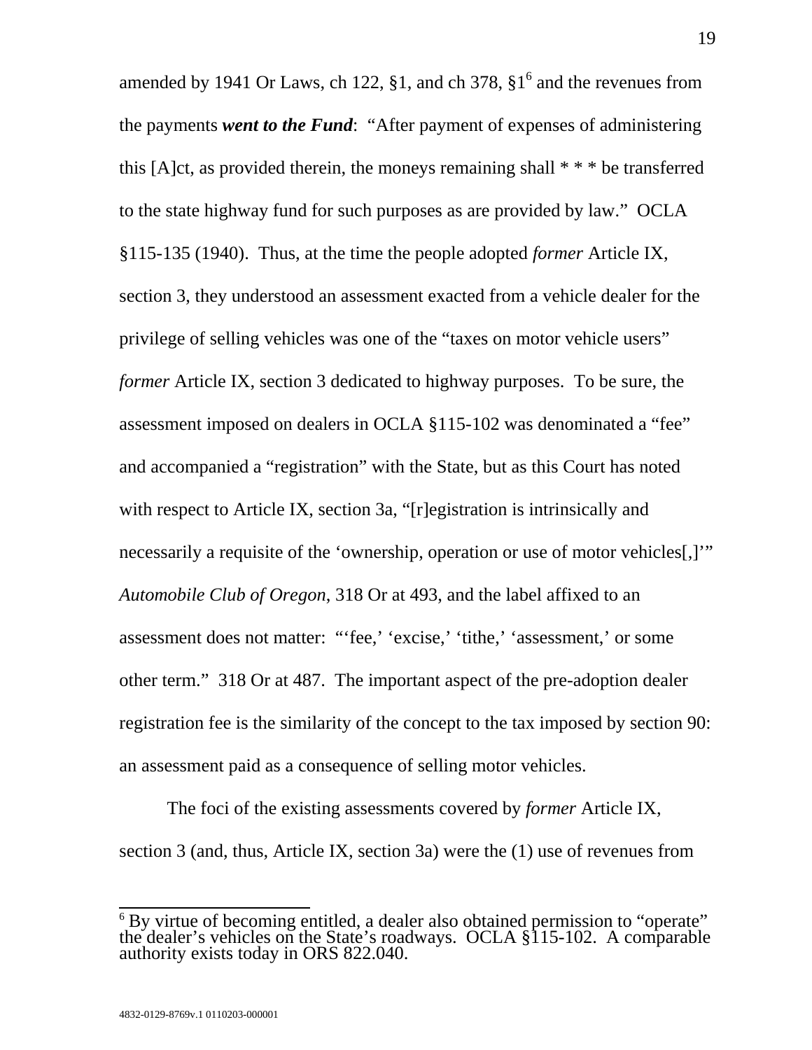amended by 1941 Or Laws, ch 122, §1, and ch 378, §1[6] and the revenues from the payments ***went to the Fund***: "After payment of expenses of administering this [A]ct, as provided therein, the moneys remaining shall * * * be transferred to the state highway fund for such purposes as are provided by law." OCLA §115-135 (1940). Thus, at the time the people adopted *former* Article IX, section 3, they understood an assessment exacted from a vehicle dealer for the privilege of selling vehicles was one of the "taxes on motor vehicle users" *former* Article IX, section 3 dedicated to highway purposes. To be sure, the assessment imposed on dealers in OCLA §115-102 was denominated a "fee" and accompanied a "registration" with the State, but as this Court has noted with respect to Article IX, section 3a, "[r]egistration is intrinsically and necessarily a requisite of the 'ownership, operation or use of motor vehicles[,]'" *Automobile Club of Oregon*, 318 Or at 493, and the label affixed to an assessment does not matter: "'fee,' 'excise,' 'tithe,' 'assessment,' or some other term." 318 Or at 487. The important aspect of the pre-adoption dealer registration fee is the similarity of the concept to the tax imposed by section 90: an assessment paid as a consequence of selling motor vehicles.

The foci of the existing assessments covered by *former* Article IX, section 3 (and, thus, Article IX, section 3a) were the (1) use of revenues from

[6] By virtue of becoming entitled, a dealer also obtained permission to "operate" the dealer's vehicles on the State's roadways. OCLA §115-102. A comparable authority exists today in ORS 822.040.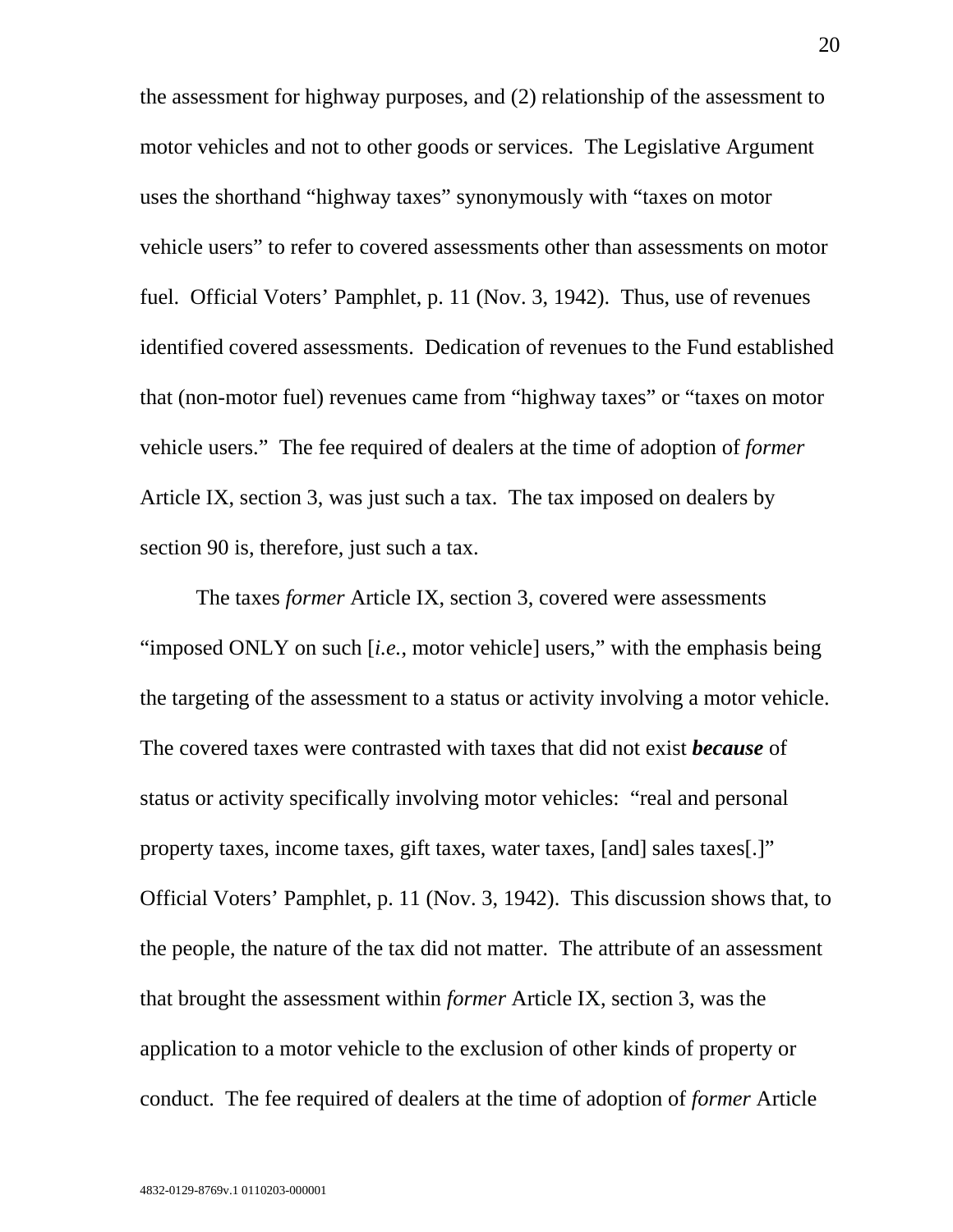the assessment for highway purposes, and (2) relationship of the assessment to motor vehicles and not to other goods or services. The Legislative Argument uses the shorthand "highway taxes" synonymously with "taxes on motor vehicle users" to refer to covered assessments other than assessments on motor fuel. Official Voters' Pamphlet, p. 11 (Nov. 3, 1942). Thus, use of revenues identified covered assessments. Dedication of revenues to the Fund established that (non-motor fuel) revenues came from "highway taxes" or "taxes on motor vehicle users." The fee required of dealers at the time of adoption of *former* Article IX, section 3, was just such a tax. The tax imposed on dealers by section 90 is, therefore, just such a tax.

The taxes *former* Article IX, section 3, covered were assessments "imposed ONLY on such [*i.e.*, motor vehicle] users," with the emphasis being the targeting of the assessment to a status or activity involving a motor vehicle. The covered taxes were contrasted with taxes that did not exist ***because*** of status or activity specifically involving motor vehicles: "real and personal property taxes, income taxes, gift taxes, water taxes, [and] sales taxes[.]" Official Voters' Pamphlet, p. 11 (Nov. 3, 1942). This discussion shows that, to the people, the nature of the tax did not matter. The attribute of an assessment that brought the assessment within *former* Article IX, section 3, was the application to a motor vehicle to the exclusion of other kinds of property or conduct. The fee required of dealers at the time of adoption of *former* Article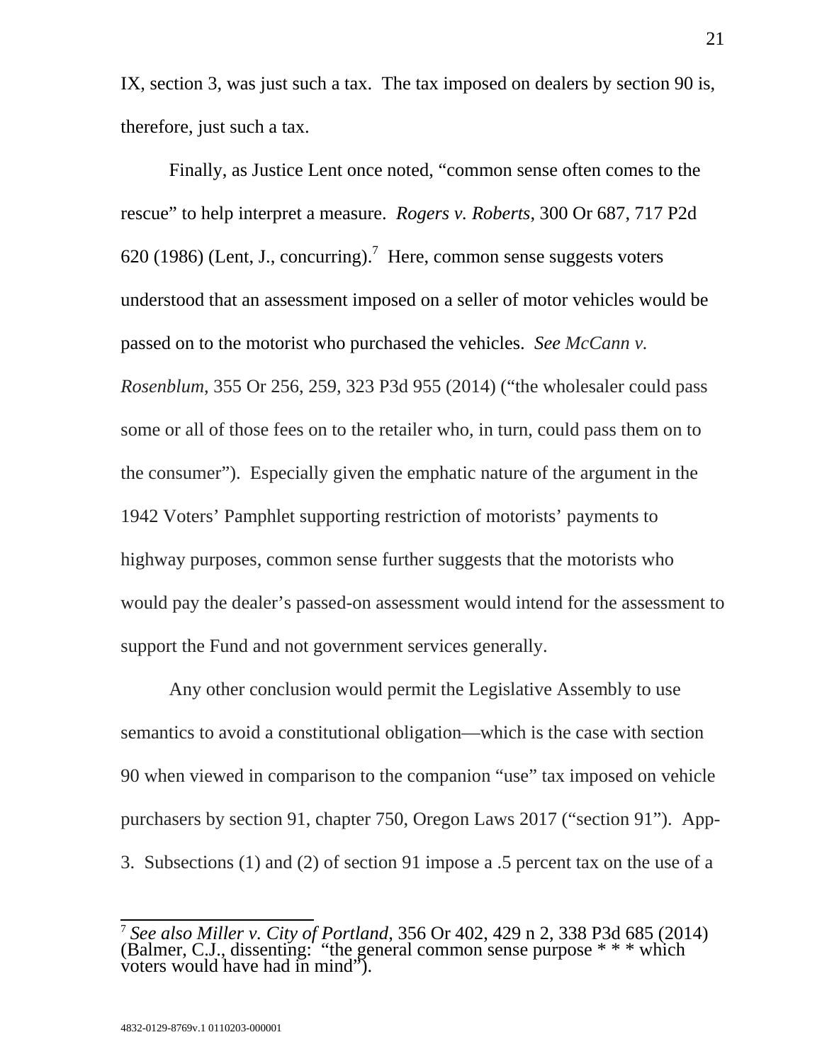IX, section 3, was just such a tax. The tax imposed on dealers by section 90 is, therefore, just such a tax.

Finally, as Justice Lent once noted, "common sense often comes to the rescue" to help interpret a measure. *Rogers v. Roberts*, 300 Or 687, 717 P2d 620 (1986) (Lent, J., concurring).[7] Here, common sense suggests voters understood that an assessment imposed on a seller of motor vehicles would be passed on to the motorist who purchased the vehicles. *See McCann v. Rosenblum*, 355 Or 256, 259, 323 P3d 955 (2014) ("the wholesaler could pass some or all of those fees on to the retailer who, in turn, could pass them on to the consumer"). Especially given the emphatic nature of the argument in the 1942 Voters' Pamphlet supporting restriction of motorists' payments to highway purposes, common sense further suggests that the motorists who would pay the dealer's passed-on assessment would intend for the assessment to support the Fund and not government services generally.

Any other conclusion would permit the Legislative Assembly to use semantics to avoid a constitutional obligation—which is the case with section 90 when viewed in comparison to the companion "use" tax imposed on vehicle purchasers by section 91, chapter 750, Oregon Laws 2017 ("section 91"). App-3. Subsections (1) and (2) of section 91 impose a .5 percent tax on the use of a

---

[7] *See also Miller v. City of Portland*, 356 Or 402, 429 n 2, 338 P3d 685 (2014) (Balmer, C.J., dissenting: "the general common sense purpose * * * which voters would have had in mind").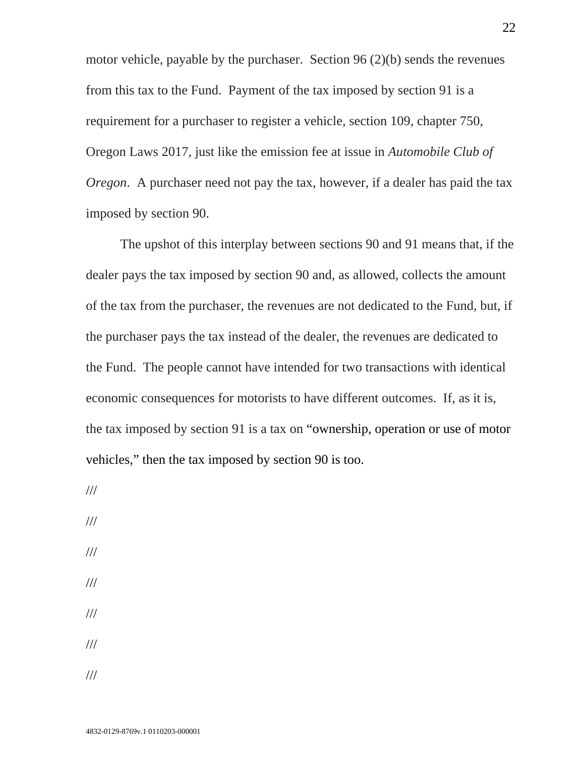motor vehicle, payable by the purchaser.  Section 96 (2)(b) sends the revenues from this tax to the Fund.  Payment of the tax imposed by section 91 is a requirement for a purchaser to register a vehicle, section 109, chapter 750, Oregon Laws 2017, just like the emission fee at issue in *Automobile Club of Oregon*.  A purchaser need not pay the tax, however, if a dealer has paid the tax imposed by section 90.

The upshot of this interplay between sections 90 and 91 means that, if the dealer pays the tax imposed by section 90 and, as allowed, collects the amount of the tax from the purchaser, the revenues are not dedicated to the Fund, but, if the purchaser pays the tax instead of the dealer, the revenues are dedicated to the Fund.  The people cannot have intended for two transactions with identical economic consequences for motorists to have different outcomes.  If, as it is, the tax imposed by section 91 is a tax on "ownership, operation or use of motor vehicles," then the tax imposed by section 90 is too.

///

///

///

///

///

///

///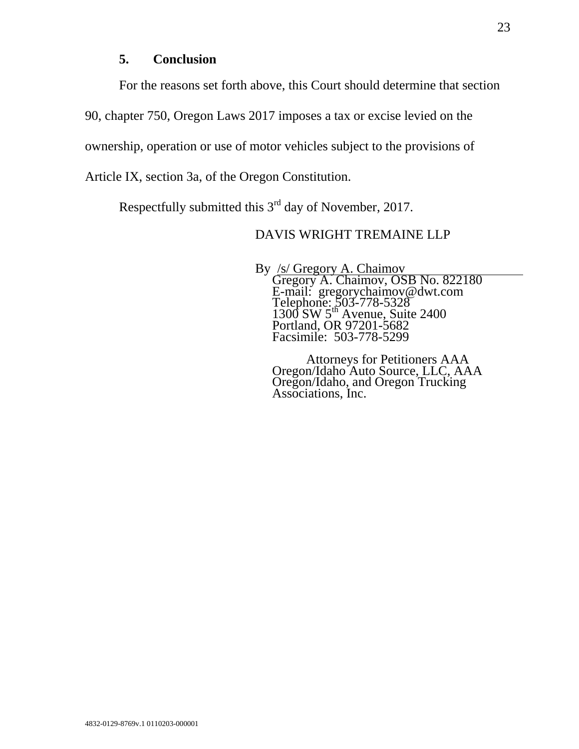### 5. Conclusion

For the reasons set forth above, this Court should determine that section 90, chapter 750, Oregon Laws 2017 imposes a tax or excise levied on the ownership, operation or use of motor vehicles subject to the provisions of Article IX, section 3a, of the Oregon Constitution.

Respectfully submitted this 3rd day of November, 2017.

DAVIS WRIGHT TREMAINE LLP

By /s/ Gregory A. Chaimov
Gregory A. Chaimov, OSB No. 822180
E-mail: gregorychaimov@dwt.com
Telephone: 503-778-5328
1300 SW 5th Avenue, Suite 2400
Portland, OR 97201-5682
Facsimile: 503-778-5299

Attorneys for Petitioners AAA Oregon/Idaho Auto Source, LLC, AAA Oregon/Idaho, and Oregon Trucking Associations, Inc.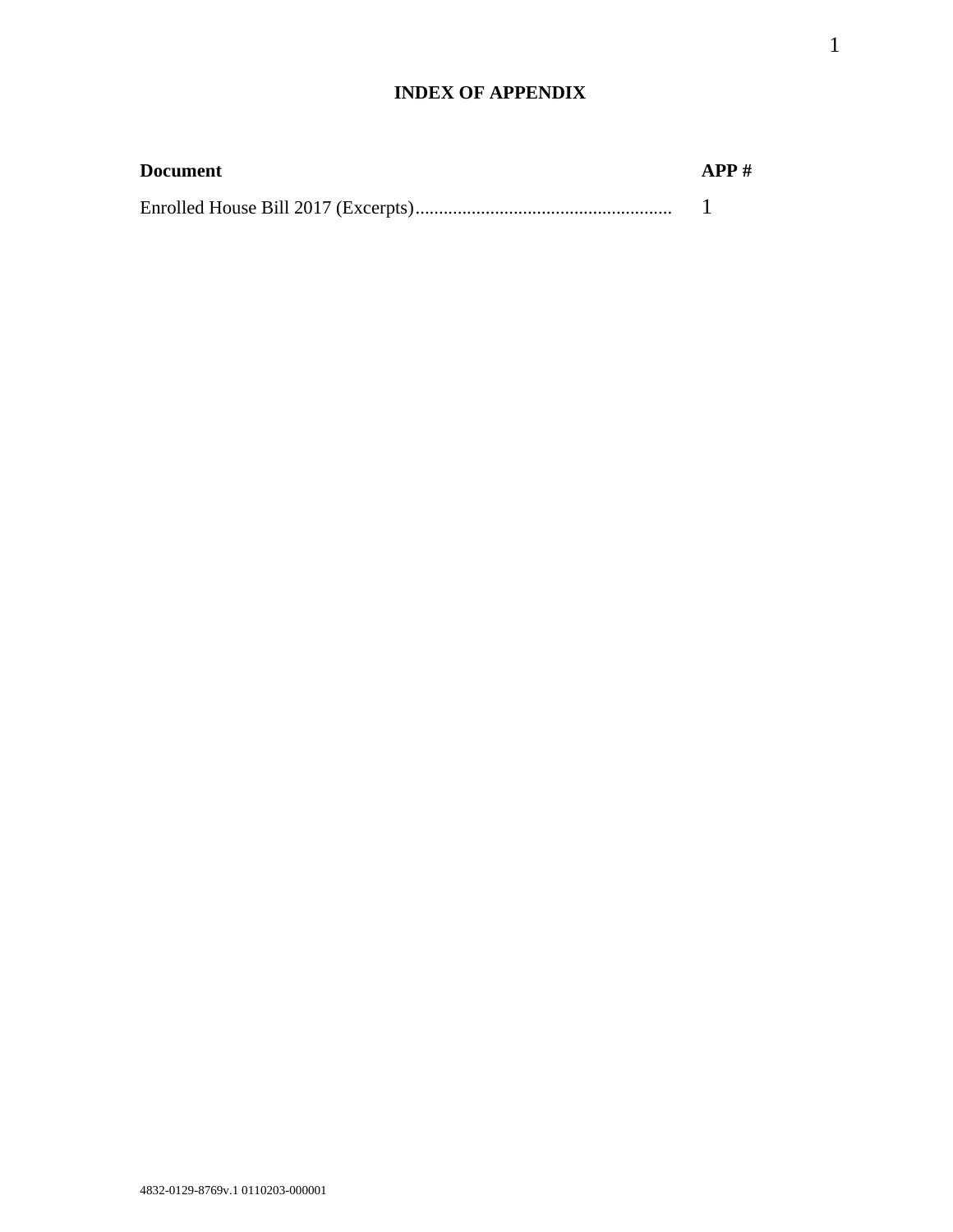# INDEX OF APPENDIX

| Document | APP # |
| --- | --- |
| Enrolled House Bill 2017 (Excerpts)...................................................... | 1 |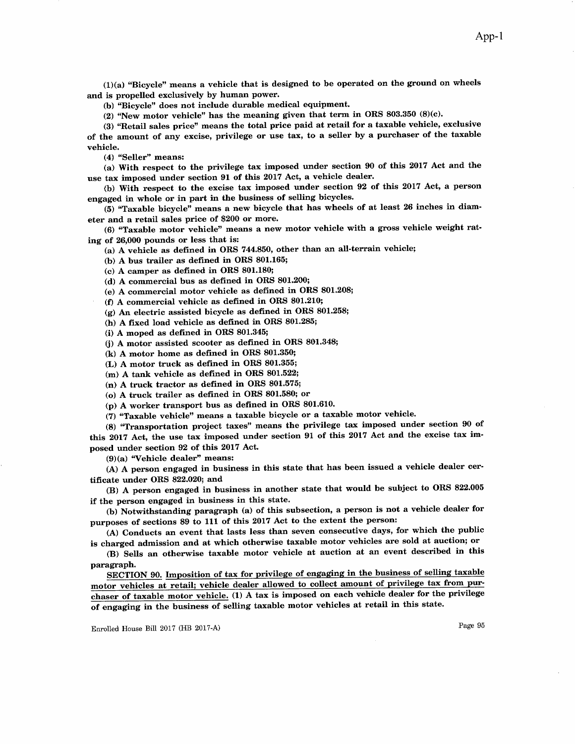(1)(a) "Bicycle" means a vehicle that is designed to be operated on the ground on wheels and is propelled exclusively by human power.

(b) "Bicycle" does not include durable medical equipment.

(2) "New motor vehicle" has the meaning given that term in ORS 803.350 (8)(c).

(3) "Retail sales price" means the total price paid at retail for a taxable vehicle, exclusive of the amount of any excise, privilege or use tax, to a seller by a purchaser of the taxable vehicle.

(4) "Seller" means:

(a) With respect to the privilege tax imposed under section 90 of this 2017 Act and the use tax imposed under section 91 of this 2017 Act, a vehicle dealer.

(b) With respect to the excise tax imposed under section 92 of this 2017 Act, a person engaged in whole or in part in the business of selling bicycles.

(5) "Taxable bicycle" means a new bicycle that has wheels of at least 26 inches in diameter and a retail sales price of $200 or more.

(6) "Taxable motor vehicle" means a new motor vehicle with a gross vehicle weight rating of 26,000 pounds or less that is:

(a) A vehicle as defined in ORS 744.850, other than an all-terrain vehicle;

(b) A bus trailer as defined in ORS 801.165;

(c) A camper as defined in ORS 801.180;

(d) A commercial bus as defined in ORS 801.200;

(e) A commercial motor vehicle as defined in ORS 801.208;

(f) A commercial vehicle as defined in ORS 801.210;

(g) An electric assisted bicycle as defined in ORS 801.258;

(h) A fixed load vehicle as defined in ORS 801.285;

(i) A moped as defined in ORS 801.345;

(j) A motor assisted scooter as defined in ORS 801.348;

(k) A motor home as defined in ORS 801.350;

(L) A motor truck as defined in ORS 801.355;

(m) A tank vehicle as defined in ORS 801.522;

(n) A truck tractor as defined in ORS 801.575;

(o) A truck trailer as defined in ORS 801.580; or

(p) A worker transport bus as defined in ORS 801.610.

(7) "Taxable vehicle" means a taxable bicycle or a taxable motor vehicle.

(8) "Transportation project taxes" means the privilege tax imposed under section 90 of this 2017 Act, the use tax imposed under section 91 of this 2017 Act and the excise tax imposed under section 92 of this 2017 Act.

(9)(a) "Vehicle dealer" means:

(A) A person engaged in business in this state that has been issued a vehicle dealer certificate under ORS 822.020; and

(B) A person engaged in business in another state that would be subject to ORS 822.005 if the person engaged in business in this state.

(b) Notwithstanding paragraph (a) of this subsection, a person is not a vehicle dealer for purposes of sections 89 to 111 of this 2017 Act to the extent the person:

(A) Conducts an event that lasts less than seven consecutive days, for which the public is charged admission and at which otherwise taxable motor vehicles are sold at auction; or

(B) Sells an otherwise taxable motor vehicle at auction at an event described in this paragraph.

**SECTION 90.** Imposition of tax for privilege of engaging in the business of selling taxable motor vehicles at retail; vehicle dealer allowed to collect amount of privilege tax from purchaser of taxable motor vehicle. (1) A tax is imposed on each vehicle dealer for the privilege of engaging in the business of selling taxable motor vehicles at retail in this state.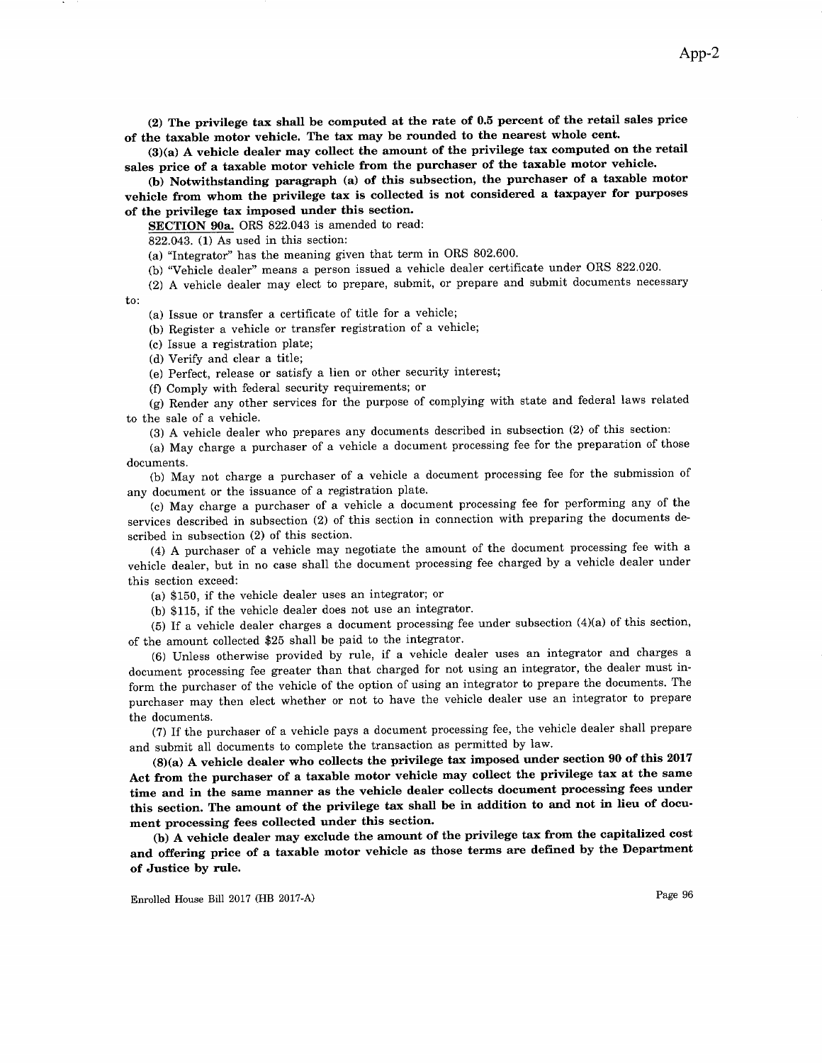**(2) The privilege tax shall be computed at the rate of 0.5 percent of the retail sales price of the taxable motor vehicle. The tax may be rounded to the nearest whole cent.**

**(3)(a) A vehicle dealer may collect the amount of the privilege tax computed on the retail sales price of a taxable motor vehicle from the purchaser of the taxable motor vehicle.**

**(b) Notwithstanding paragraph (a) of this subsection, the purchaser of a taxable motor vehicle from whom the privilege tax is collected is not considered a taxpayer for purposes of the privilege tax imposed under this section.**

**SECTION 90a.** ORS 822.043 is amended to read:

822.043. (1) As used in this section:

(a) "Integrator" has the meaning given that term in ORS 802.600.

(b) "Vehicle dealer" means a person issued a vehicle dealer certificate under ORS 822.020.

(2) A vehicle dealer may elect to prepare, submit, or prepare and submit documents necessary to:

(a) Issue or transfer a certificate of title for a vehicle;

(b) Register a vehicle or transfer registration of a vehicle;

(c) Issue a registration plate;

(d) Verify and clear a title;

(e) Perfect, release or satisfy a lien or other security interest;

(f) Comply with federal security requirements; or

(g) Render any other services for the purpose of complying with state and federal laws related to the sale of a vehicle.

(3) A vehicle dealer who prepares any documents described in subsection (2) of this section:

(a) May charge a purchaser of a vehicle a document processing fee for the preparation of those documents.

(b) May not charge a purchaser of a vehicle a document processing fee for the submission of any document or the issuance of a registration plate.

(c) May charge a purchaser of a vehicle a document processing fee for performing any of the services described in subsection (2) of this section in connection with preparing the documents described in subsection (2) of this section.

(4) A purchaser of a vehicle may negotiate the amount of the document processing fee with a vehicle dealer, but in no case shall the document processing fee charged by a vehicle dealer under this section exceed:

(a) $150, if the vehicle dealer uses an integrator; or

(b) $115, if the vehicle dealer does not use an integrator.

(5) If a vehicle dealer charges a document processing fee under subsection (4)(a) of this section, of the amount collected $25 shall be paid to the integrator.

(6) Unless otherwise provided by rule, if a vehicle dealer uses an integrator and charges a document processing fee greater than that charged for not using an integrator, the dealer must inform the purchaser of the vehicle of the option of using an integrator to prepare the documents. The purchaser may then elect whether or not to have the vehicle dealer use an integrator to prepare the documents.

(7) If the purchaser of a vehicle pays a document processing fee, the vehicle dealer shall prepare and submit all documents to complete the transaction as permitted by law.

**(8)(a) A vehicle dealer who collects the privilege tax imposed under section 90 of this 2017 Act from the purchaser of a taxable motor vehicle may collect the privilege tax at the same time and in the same manner as the vehicle dealer collects document processing fees under this section. The amount of the privilege tax shall be in addition to and not in lieu of document processing fees collected under this section.**

**(b) A vehicle dealer may exclude the amount of the privilege tax from the capitalized cost and offering price of a taxable motor vehicle as those terms are defined by the Department of Justice by rule.**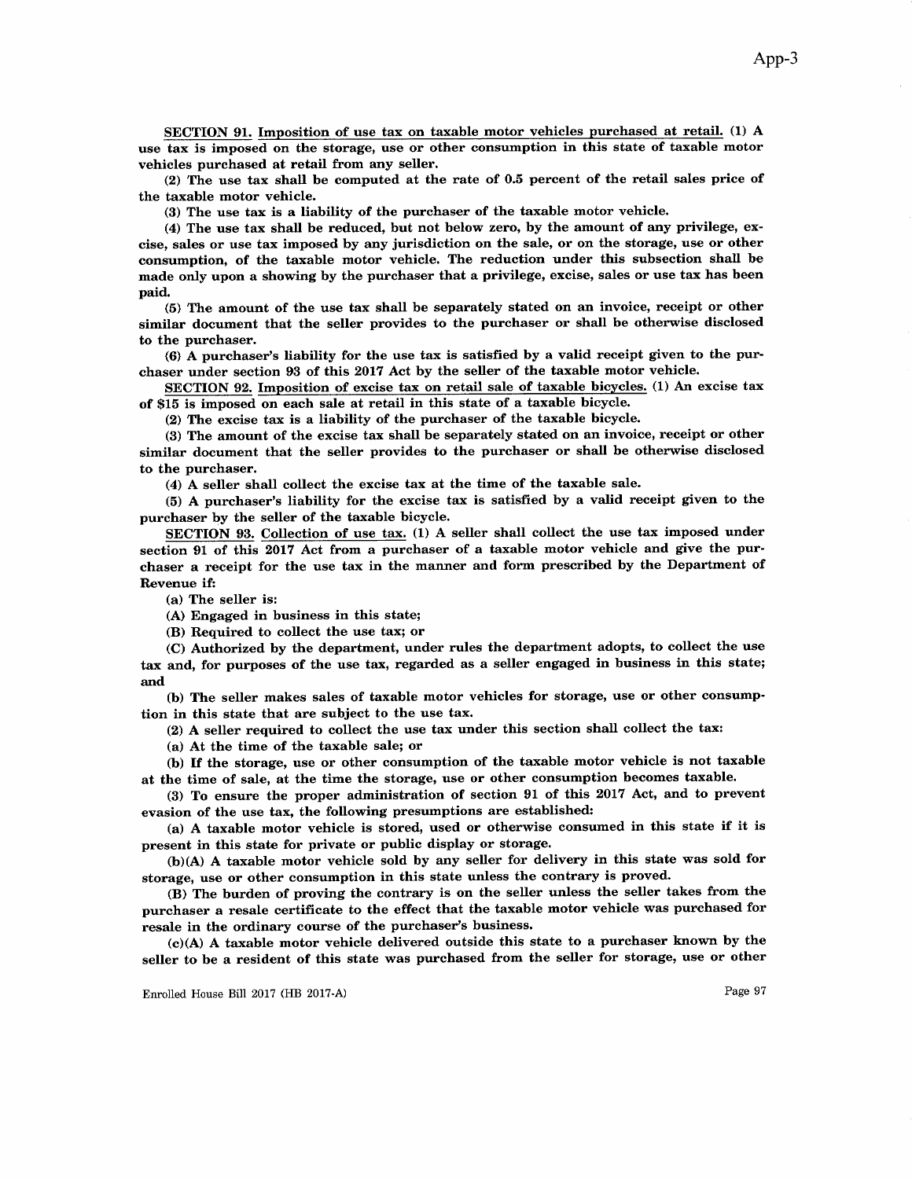SECTION 91. Imposition of use tax on taxable motor vehicles purchased at retail. (1) A use tax is imposed on the storage, use or other consumption in this state of taxable motor vehicles purchased at retail from any seller.

(2) The use tax shall be computed at the rate of 0.5 percent of the retail sales price of the taxable motor vehicle.

(3) The use tax is a liability of the purchaser of the taxable motor vehicle.

(4) The use tax shall be reduced, but not below zero, by the amount of any privilege, excise, sales or use tax imposed by any jurisdiction on the sale, or on the storage, use or other consumption, of the taxable motor vehicle. The reduction under this subsection shall be made only upon a showing by the purchaser that a privilege, excise, sales or use tax has been paid.

(5) The amount of the use tax shall be separately stated on an invoice, receipt or other similar document that the seller provides to the purchaser or shall be otherwise disclosed to the purchaser.

(6) A purchaser's liability for the use tax is satisfied by a valid receipt given to the purchaser under section 93 of this 2017 Act by the seller of the taxable motor vehicle.

SECTION 92. Imposition of excise tax on retail sale of taxable bicycles. (1) An excise tax of $15 is imposed on each sale at retail in this state of a taxable bicycle.

(2) The excise tax is a liability of the purchaser of the taxable bicycle.

(3) The amount of the excise tax shall be separately stated on an invoice, receipt or other similar document that the seller provides to the purchaser or shall be otherwise disclosed to the purchaser.

(4) A seller shall collect the excise tax at the time of the taxable sale.

(5) A purchaser's liability for the excise tax is satisfied by a valid receipt given to the purchaser by the seller of the taxable bicycle.

SECTION 93. Collection of use tax. (1) A seller shall collect the use tax imposed under section 91 of this 2017 Act from a purchaser of a taxable motor vehicle and give the purchaser a receipt for the use tax in the manner and form prescribed by the Department of Revenue if:

(a) The seller is:

(A) Engaged in business in this state;

(B) Required to collect the use tax; or

(C) Authorized by the department, under rules the department adopts, to collect the use tax and, for purposes of the use tax, regarded as a seller engaged in business in this state; and

(b) The seller makes sales of taxable motor vehicles for storage, use or other consumption in this state that are subject to the use tax.

(2) A seller required to collect the use tax under this section shall collect the tax:

(a) At the time of the taxable sale; or

(b) If the storage, use or other consumption of the taxable motor vehicle is not taxable at the time of sale, at the time the storage, use or other consumption becomes taxable.

(3) To ensure the proper administration of section 91 of this 2017 Act, and to prevent evasion of the use tax, the following presumptions are established:

(a) A taxable motor vehicle is stored, used or otherwise consumed in this state if it is present in this state for private or public display or storage.

(b)(A) A taxable motor vehicle sold by any seller for delivery in this state was sold for storage, use or other consumption in this state unless the contrary is proved.

(B) The burden of proving the contrary is on the seller unless the seller takes from the purchaser a resale certificate to the effect that the taxable motor vehicle was purchased for resale in the ordinary course of the purchaser's business.

(c)(A) A taxable motor vehicle delivered outside this state to a purchaser known by the seller to be a resident of this state was purchased from the seller for storage, use or other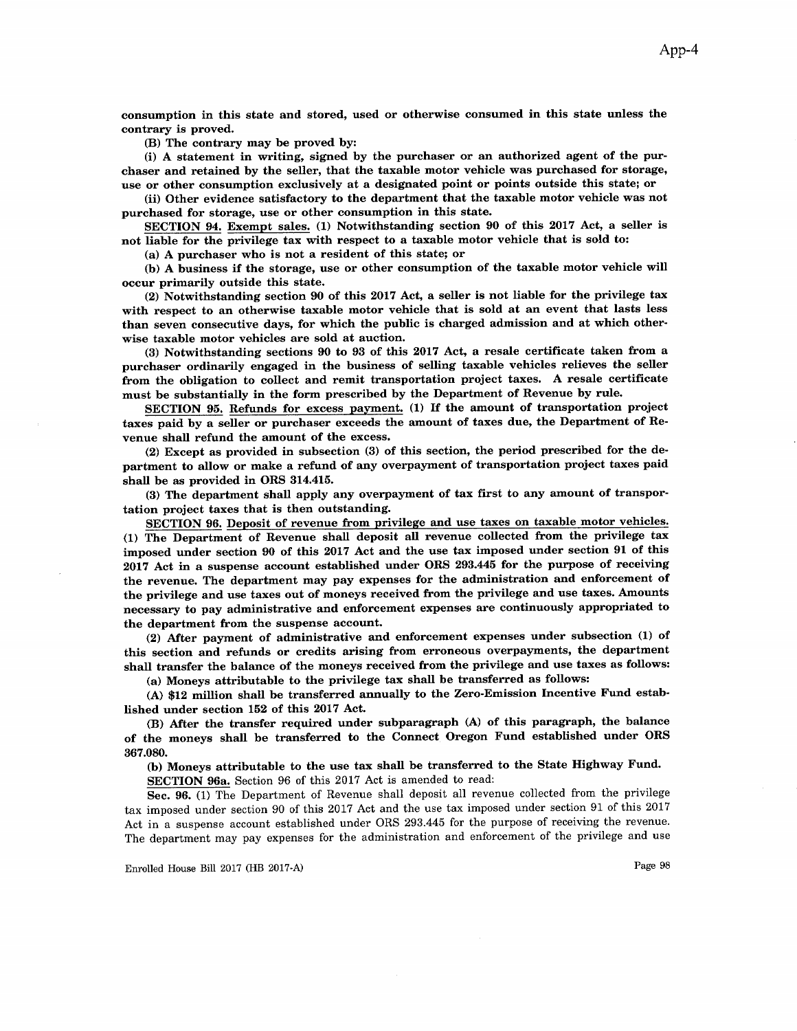**consumption in this state and stored, used or otherwise consumed in this state unless the contrary is proved.**

**(B) The contrary may be proved by:**

**(i) A statement in writing, signed by the purchaser or an authorized agent of the purchaser and retained by the seller, that the taxable motor vehicle was purchased for storage, use or other consumption exclusively at a designated point or points outside this state; or**

**(ii) Other evidence satisfactory to the department that the taxable motor vehicle was not purchased for storage, use or other consumption in this state.**

**SECTION 94. Exempt sales. (1) Notwithstanding section 90 of this 2017 Act, a seller is not liable for the privilege tax with respect to a taxable motor vehicle that is sold to:**

**(a) A purchaser who is not a resident of this state; or**

**(b) A business if the storage, use or other consumption of the taxable motor vehicle will occur primarily outside this state.**

**(2) Notwithstanding section 90 of this 2017 Act, a seller is not liable for the privilege tax with respect to an otherwise taxable motor vehicle that is sold at an event that lasts less than seven consecutive days, for which the public is charged admission and at which otherwise taxable motor vehicles are sold at auction.**

**(3) Notwithstanding sections 90 to 93 of this 2017 Act, a resale certificate taken from a purchaser ordinarily engaged in the business of selling taxable vehicles relieves the seller from the obligation to collect and remit transportation project taxes. A resale certificate must be substantially in the form prescribed by the Department of Revenue by rule.**

**SECTION 95. Refunds for excess payment. (1) If the amount of transportation project taxes paid by a seller or purchaser exceeds the amount of taxes due, the Department of Revenue shall refund the amount of the excess.**

**(2) Except as provided in subsection (3) of this section, the period prescribed for the department to allow or make a refund of any overpayment of transportation project taxes paid shall be as provided in ORS 314.415.**

**(3) The department shall apply any overpayment of tax first to any amount of transportation project taxes that is then outstanding.**

**SECTION 96. Deposit of revenue from privilege and use taxes on taxable motor vehicles. (1) The Department of Revenue shall deposit all revenue collected from the privilege tax imposed under section 90 of this 2017 Act and the use tax imposed under section 91 of this 2017 Act in a suspense account established under ORS 293.445 for the purpose of receiving the revenue. The department may pay expenses for the administration and enforcement of the privilege and use taxes out of moneys received from the privilege and use taxes. Amounts necessary to pay administrative and enforcement expenses are continuously appropriated to the department from the suspense account.**

**(2) After payment of administrative and enforcement expenses under subsection (1) of this section and refunds or credits arising from erroneous overpayments, the department shall transfer the balance of the moneys received from the privilege and use taxes as follows:**

**(a) Moneys attributable to the privilege tax shall be transferred as follows:**

**(A) $12 million shall be transferred annually to the Zero-Emission Incentive Fund established under section 152 of this 2017 Act.**

**(B) After the transfer required under subparagraph (A) of this paragraph, the balance of the moneys shall be transferred to the Connect Oregon Fund established under ORS 367.080.**

**(b) Moneys attributable to the use tax shall be transferred to the State Highway Fund.**

**SECTION 96a.** Section 96 of this 2017 Act is amended to read:

**Sec. 96.** (1) The Department of Revenue shall deposit all revenue collected from the privilege tax imposed under section 90 of this 2017 Act and the use tax imposed under section 91 of this 2017 Act in a suspense account established under ORS 293.445 for the purpose of receiving the revenue. The department may pay expenses for the administration and enforcement of the privilege and use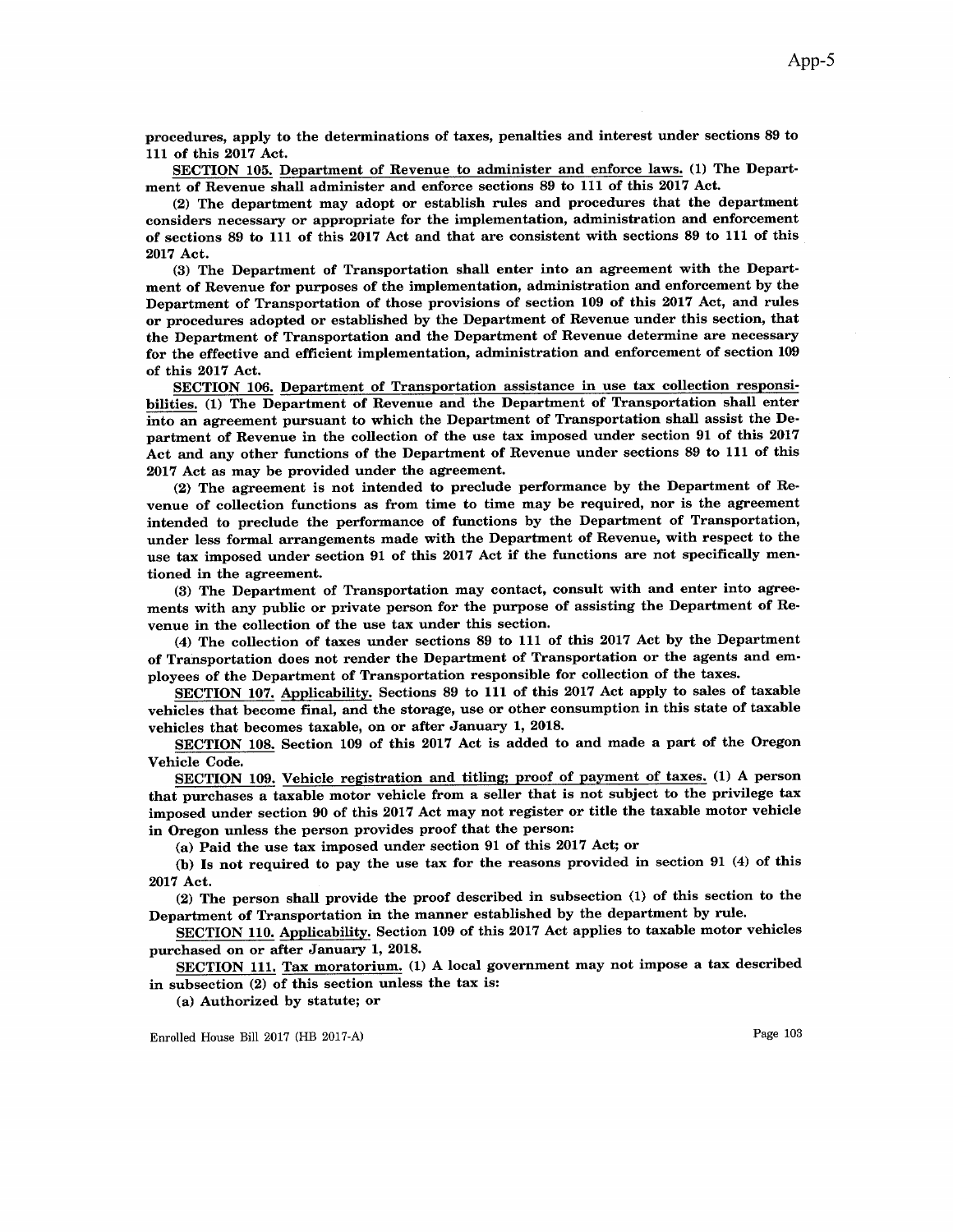procedures, apply to the determinations of taxes, penalties and interest under sections 89 to 111 of this 2017 Act.

**SECTION 105.** **Department of Revenue to administer and enforce laws.** (1) The Department of Revenue shall administer and enforce sections 89 to 111 of this 2017 Act.

(2) The department may adopt or establish rules and procedures that the department considers necessary or appropriate for the implementation, administration and enforcement of sections 89 to 111 of this 2017 Act and that are consistent with sections 89 to 111 of this 2017 Act.

(3) The Department of Transportation shall enter into an agreement with the Department of Revenue for purposes of the implementation, administration and enforcement by the Department of Transportation of those provisions of section 109 of this 2017 Act, and rules or procedures adopted or established by the Department of Revenue under this section, that the Department of Transportation and the Department of Revenue determine are necessary for the effective and efficient implementation, administration and enforcement of section 109 of this 2017 Act.

**SECTION 106.** **Department of Transportation assistance in use tax collection responsibilities.** (1) The Department of Revenue and the Department of Transportation shall enter into an agreement pursuant to which the Department of Transportation shall assist the Department of Revenue in the collection of the use tax imposed under section 91 of this 2017 Act and any other functions of the Department of Revenue under sections 89 to 111 of this 2017 Act as may be provided under the agreement.

(2) The agreement is not intended to preclude performance by the Department of Revenue of collection functions as from time to time may be required, nor is the agreement intended to preclude the performance of functions by the Department of Transportation, under less formal arrangements made with the Department of Revenue, with respect to the use tax imposed under section 91 of this 2017 Act if the functions are not specifically mentioned in the agreement.

(3) The Department of Transportation may contact, consult with and enter into agreements with any public or private person for the purpose of assisting the Department of Revenue in the collection of the use tax under this section.

(4) The collection of taxes under sections 89 to 111 of this 2017 Act by the Department of Transportation does not render the Department of Transportation or the agents and employees of the Department of Transportation responsible for collection of the taxes.

**SECTION 107.** **Applicability.** Sections 89 to 111 of this 2017 Act apply to sales of taxable vehicles that become final, and the storage, use or other consumption in this state of taxable vehicles that becomes taxable, on or after January 1, 2018.

**SECTION 108.** Section 109 of this 2017 Act is added to and made a part of the Oregon Vehicle Code.

**SECTION 109.** **Vehicle registration and titling; proof of payment of taxes.** (1) A person that purchases a taxable motor vehicle from a seller that is not subject to the privilege tax imposed under section 90 of this 2017 Act may not register or title the taxable motor vehicle in Oregon unless the person provides proof that the person:

(a) Paid the use tax imposed under section 91 of this 2017 Act; or

(b) Is not required to pay the use tax for the reasons provided in section 91 (4) of this 2017 Act.

(2) The person shall provide the proof described in subsection (1) of this section to the Department of Transportation in the manner established by the department by rule.

**SECTION 110.** **Applicability.** Section 109 of this 2017 Act applies to taxable motor vehicles purchased on or after January 1, 2018.

**SECTION 111.** **Tax moratorium.** (1) A local government may not impose a tax described in subsection (2) of this section unless the tax is:

(a) Authorized by statute; or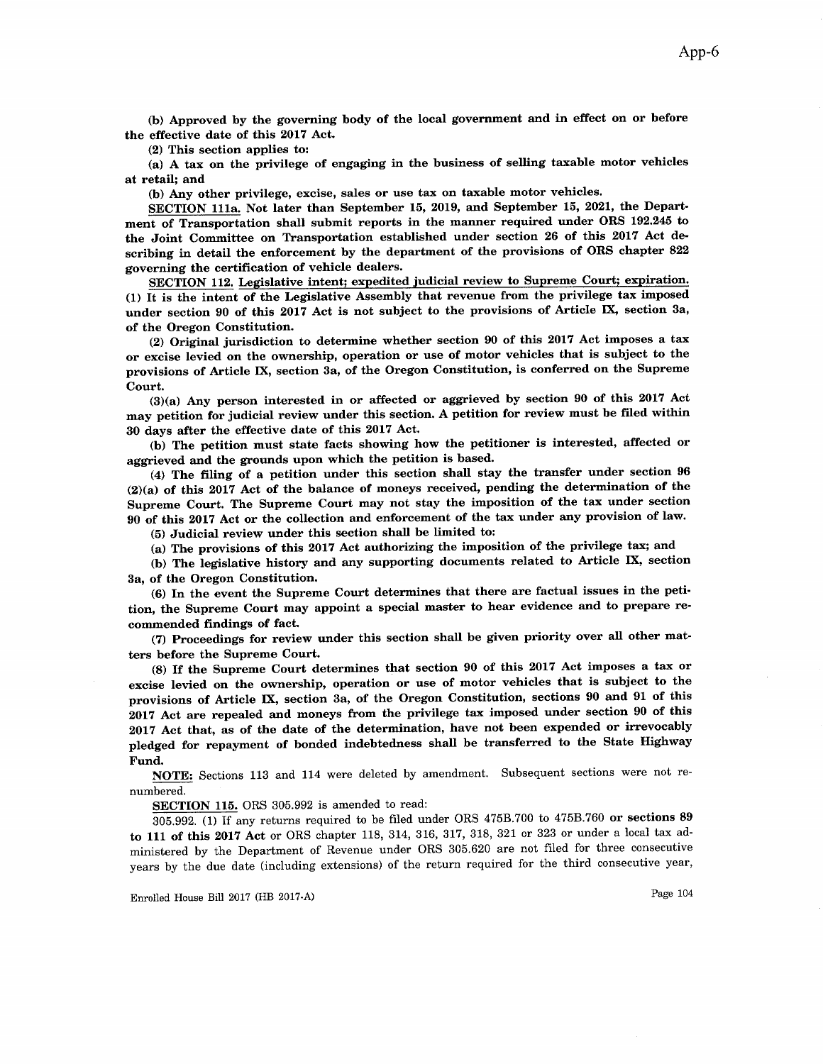**(b) Approved by the governing body of the local government and in effect on or before the effective date of this 2017 Act.**

**(2) This section applies to:**

**(a) A tax on the privilege of engaging in the business of selling taxable motor vehicles at retail; and**

**(b) Any other privilege, excise, sales or use tax on taxable motor vehicles.**

**SECTION 111a. Not later than September 15, 2019, and September 15, 2021, the Department of Transportation shall submit reports in the manner required under ORS 192.245 to the Joint Committee on Transportation established under section 26 of this 2017 Act describing in detail the enforcement by the department of the provisions of ORS chapter 822 governing the certification of vehicle dealers.**

**SECTION 112. Legislative intent; expedited judicial review to Supreme Court; expiration. (1) It is the intent of the Legislative Assembly that revenue from the privilege tax imposed under section 90 of this 2017 Act is not subject to the provisions of Article IX, section 3a, of the Oregon Constitution.**

**(2) Original jurisdiction to determine whether section 90 of this 2017 Act imposes a tax or excise levied on the ownership, operation or use of motor vehicles that is subject to the provisions of Article IX, section 3a, of the Oregon Constitution, is conferred on the Supreme Court.**

**(3)(a) Any person interested in or affected or aggrieved by section 90 of this 2017 Act may petition for judicial review under this section. A petition for review must be filed within 30 days after the effective date of this 2017 Act.**

**(b) The petition must state facts showing how the petitioner is interested, affected or aggrieved and the grounds upon which the petition is based.**

**(4) The filing of a petition under this section shall stay the transfer under section 96 (2)(a) of this 2017 Act of the balance of moneys received, pending the determination of the Supreme Court. The Supreme Court may not stay the imposition of the tax under section 90 of this 2017 Act or the collection and enforcement of the tax under any provision of law.**

**(5) Judicial review under this section shall be limited to:**

**(a) The provisions of this 2017 Act authorizing the imposition of the privilege tax; and**

**(b) The legislative history and any supporting documents related to Article IX, section 3a, of the Oregon Constitution.**

**(6) In the event the Supreme Court determines that there are factual issues in the petition, the Supreme Court may appoint a special master to hear evidence and to prepare recommended findings of fact.**

**(7) Proceedings for review under this section shall be given priority over all other matters before the Supreme Court.**

**(8) If the Supreme Court determines that section 90 of this 2017 Act imposes a tax or excise levied on the ownership, operation or use of motor vehicles that is subject to the provisions of Article IX, section 3a, of the Oregon Constitution, sections 90 and 91 of this 2017 Act are repealed and moneys from the privilege tax imposed under section 90 of this 2017 Act that, as of the date of the determination, have not been expended or irrevocably pledged for repayment of bonded indebtedness shall be transferred to the State Highway Fund.**

**NOTE:** Sections 113 and 114 were deleted by amendment. Subsequent sections were not renumbered.

**SECTION 115.** ORS 305.992 is amended to read:

305.992. (1) If any returns required to be filed under ORS 475B.700 to 475B.760 **or sections 89 to 111 of this 2017 Act** or ORS chapter 118, 314, 316, 317, 318, 321 or 323 or under a local tax administered by the Department of Revenue under ORS 305.620 are not filed for three consecutive years by the due date (including extensions) of the return required for the third consecutive year,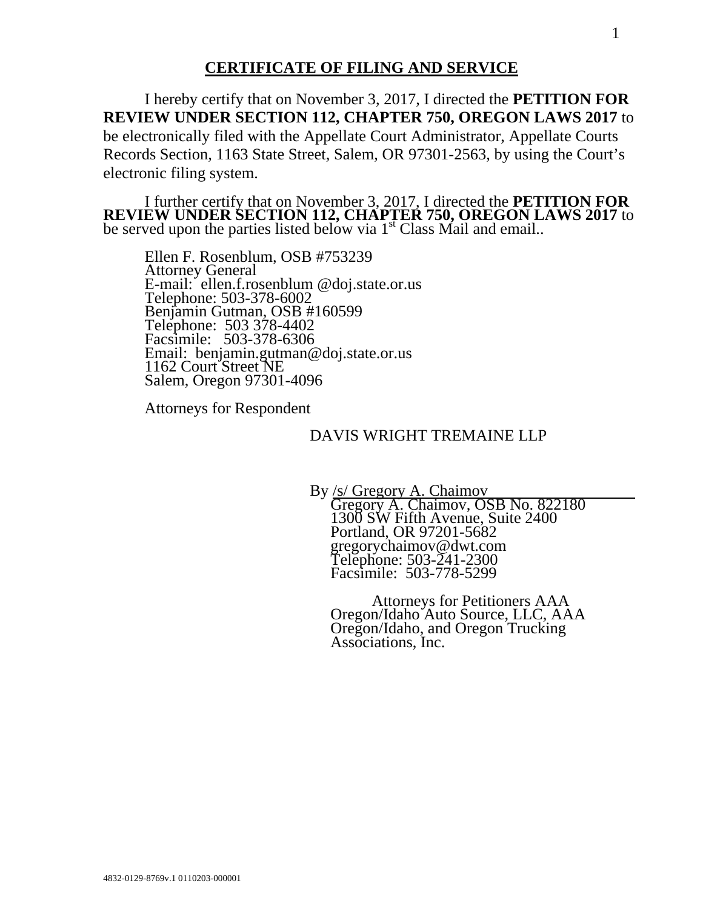## CERTIFICATE OF FILING AND SERVICE

I hereby certify that on November 3, 2017, I directed the **PETITION FOR REVIEW UNDER SECTION 112, CHAPTER 750, OREGON LAWS 2017** to be electronically filed with the Appellate Court Administrator, Appellate Courts Records Section, 1163 State Street, Salem, OR 97301-2563, by using the Court's electronic filing system.

I further certify that on November 3, 2017, I directed the **PETITION FOR REVIEW UNDER SECTION 112, CHAPTER 750, OREGON LAWS 2017** to be served upon the parties listed below via 1st Class Mail and email..

Ellen F. Rosenblum, OSB #753239
Attorney General
E-mail: ellen.f.rosenblum @doj.state.or.us
Telephone: 503-378-6002
Benjamin Gutman, OSB #160599
Telephone: 503 378-4402
Facsimile: 503-378-6306
Email: benjamin.gutman@doj.state.or.us
1162 Court Street NE
Salem, Oregon 97301-4096

Attorneys for Respondent

DAVIS WRIGHT TREMAINE LLP

By /s/ Gregory A. Chaimov
Gregory A. Chaimov, OSB No. 822180
1300 SW Fifth Avenue, Suite 2400
Portland, OR 97201-5682
gregorychaimov@dwt.com
Telephone: 503-241-2300
Facsimile: 503-778-5299

Attorneys for Petitioners AAA Oregon/Idaho Auto Source, LLC, AAA Oregon/Idaho, and Oregon Trucking Associations, Inc.

4832-0129-8769v.1 0110203-000001